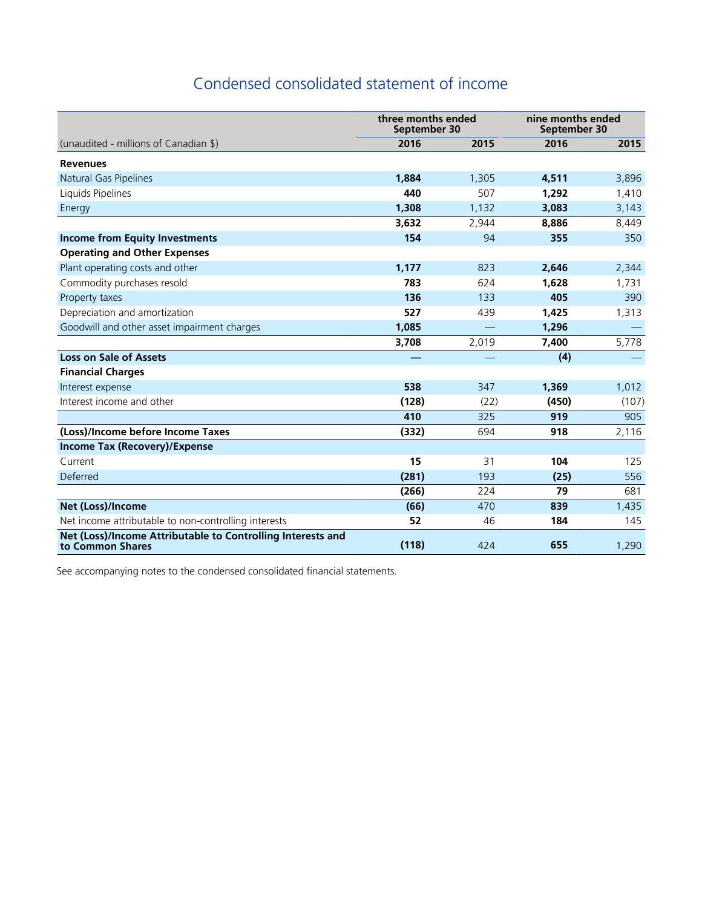# Condensed consolidated statement of income

| (unaudited - millions of Canadian $) | three months ended September 30 | | nine months ended September 30 | |
|---|---|---|---|---|
| | **2016** | 2015 | **2016** | 2015 |
| **Revenues** | | | | |
| Natural Gas Pipelines | **1,884** | 1,305 | **4,511** | 3,896 |
| Liquids Pipelines | **440** | 507 | **1,292** | 1,410 |
| Energy | **1,308** | 1,132 | **3,083** | 3,143 |
| | **3,632** | 2,944 | **8,886** | 8,449 |
| **Income from Equity Investments** | **154** | 94 | **355** | 350 |
| **Operating and Other Expenses** | | | | |
| Plant operating costs and other | **1,177** | 823 | **2,646** | 2,344 |
| Commodity purchases resold | **783** | 624 | **1,628** | 1,731 |
| Property taxes | **136** | 133 | **405** | 390 |
| Depreciation and amortization | **527** | 439 | **1,425** | 1,313 |
| Goodwill and other asset impairment charges | **1,085** | — | **1,296** | — |
| | **3,708** | 2,019 | **7,400** | 5,778 |
| **Loss on Sale of Assets** | **—** | — | **(4)** | — |
| **Financial Charges** | | | | |
| Interest expense | **538** | 347 | **1,369** | 1,012 |
| Interest income and other | **(128)** | (22) | **(450)** | (107) |
| | **410** | 325 | **919** | 905 |
| **(Loss)/Income before Income Taxes** | **(332)** | 694 | **918** | 2,116 |
| **Income Tax (Recovery)/Expense** | | | | |
| Current | **15** | 31 | **104** | 125 |
| Deferred | **(281)** | 193 | **(25)** | 556 |
| | **(266)** | 224 | **79** | 681 |
| **Net (Loss)/Income** | **(66)** | 470 | **839** | 1,435 |
| Net income attributable to non-controlling interests | **52** | 46 | **184** | 145 |
| **Net (Loss)/Income Attributable to Controlling Interests and to Common Shares** | **(118)** | 424 | **655** | 1,290 |

See accompanying notes to the condensed consolidated financial statements.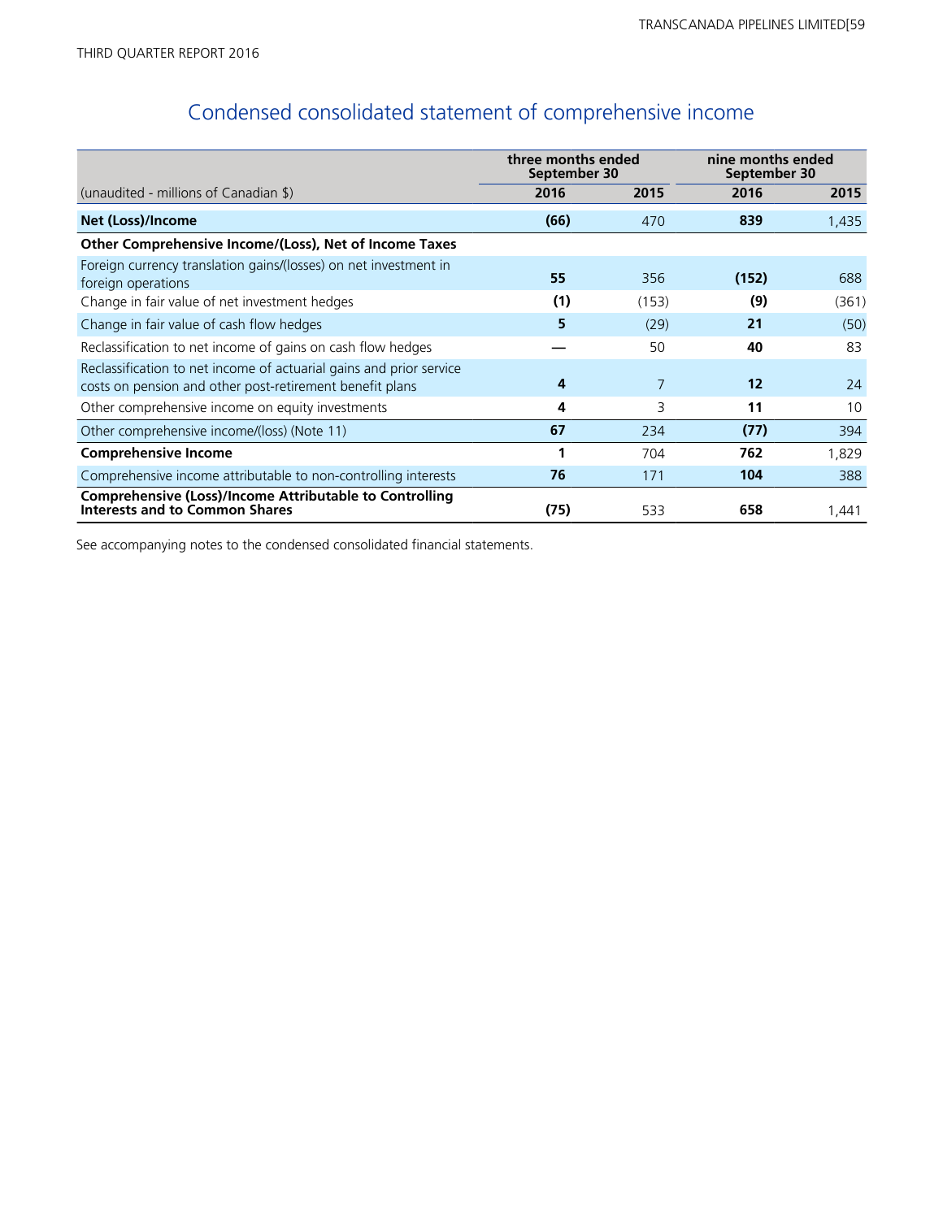## Condensed consolidated statement of comprehensive income

| | three months ended September 30 | | nine months ended September 30 | |
|---|---|---|---|---|
| (unaudited - millions of Canadian $) | **2016** | **2015** | **2016** | **2015** |
| **Net (Loss)/Income** | **(66)** | 470 | **839** | 1,435 |
| **Other Comprehensive Income/(Loss), Net of Income Taxes** | | | | |
| Foreign currency translation gains/(losses) on net investment in foreign operations | **55** | 356 | **(152)** | 688 |
| Change in fair value of net investment hedges | **(1)** | (153) | **(9)** | (361) |
| Change in fair value of cash flow hedges | **5** | (29) | **21** | (50) |
| Reclassification to net income of gains on cash flow hedges | **—** | 50 | **40** | 83 |
| Reclassification to net income of actuarial gains and prior service costs on pension and other post-retirement benefit plans | **4** | 7 | **12** | 24 |
| Other comprehensive income on equity investments | **4** | 3 | **11** | 10 |
| Other comprehensive income/(loss) (Note 11) | **67** | 234 | **(77)** | 394 |
| **Comprehensive Income** | **1** | 704 | **762** | 1,829 |
| Comprehensive income attributable to non-controlling interests | **76** | 171 | **104** | 388 |
| **Comprehensive (Loss)/Income Attributable to Controlling Interests and to Common Shares** | **(75)** | 533 | **658** | 1,441 |

See accompanying notes to the condensed consolidated financial statements.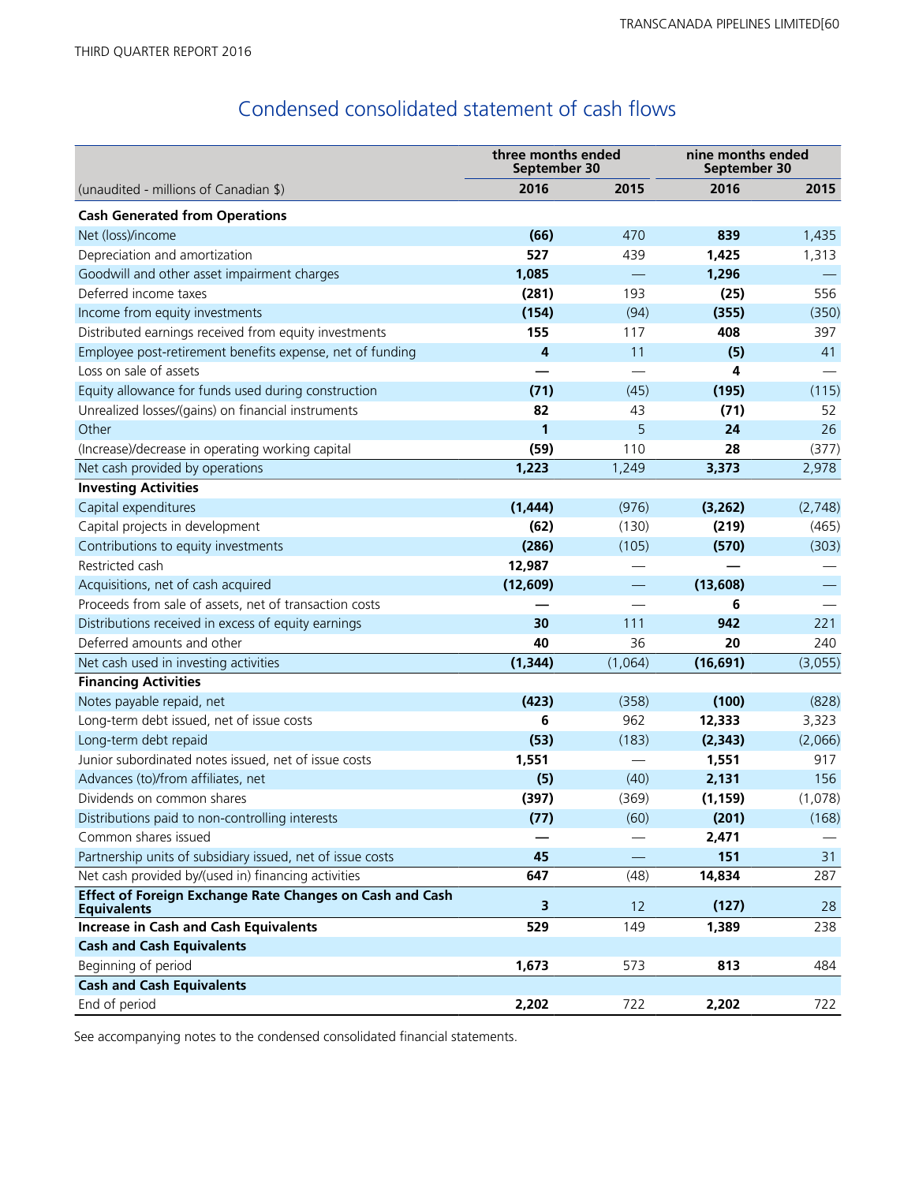# Condensed consolidated statement of cash flows

| | three months ended September 30 | | nine months ended September 30 | |
|---|---|---|---|---|
| (unaudited - millions of Canadian $) | **2016** | 2015 | **2016** | 2015 |
| **Cash Generated from Operations** | | | | |
| Net (loss)/income | **(66)** | 470 | **839** | 1,435 |
| Depreciation and amortization | **527** | 439 | **1,425** | 1,313 |
| Goodwill and other asset impairment charges | **1,085** | — | **1,296** | — |
| Deferred income taxes | **(281)** | 193 | **(25)** | 556 |
| Income from equity investments | **(154)** | (94) | **(355)** | (350) |
| Distributed earnings received from equity investments | **155** | 117 | **408** | 397 |
| Employee post-retirement benefits expense, net of funding | **4** | 11 | **(5)** | 41 |
| Loss on sale of assets | **—** | — | **4** | — |
| Equity allowance for funds used during construction | **(71)** | (45) | **(195)** | (115) |
| Unrealized losses/(gains) on financial instruments | **82** | 43 | **(71)** | 52 |
| Other | **1** | 5 | **24** | 26 |
| (Increase)/decrease in operating working capital | **(59)** | 110 | **28** | (377) |
| Net cash provided by operations | **1,223** | 1,249 | **3,373** | 2,978 |
| **Investing Activities** | | | | |
| Capital expenditures | **(1,444)** | (976) | **(3,262)** | (2,748) |
| Capital projects in development | **(62)** | (130) | **(219)** | (465) |
| Contributions to equity investments | **(286)** | (105) | **(570)** | (303) |
| Restricted cash | **12,987** | — | **—** | — |
| Acquisitions, net of cash acquired | **(12,609)** | — | **(13,608)** | — |
| Proceeds from sale of assets, net of transaction costs | **—** | — | **6** | — |
| Distributions received in excess of equity earnings | **30** | 111 | **942** | 221 |
| Deferred amounts and other | **40** | 36 | **20** | 240 |
| Net cash used in investing activities | **(1,344)** | (1,064) | **(16,691)** | (3,055) |
| **Financing Activities** | | | | |
| Notes payable repaid, net | **(423)** | (358) | **(100)** | (828) |
| Long-term debt issued, net of issue costs | **6** | 962 | **12,333** | 3,323 |
| Long-term debt repaid | **(53)** | (183) | **(2,343)** | (2,066) |
| Junior subordinated notes issued, net of issue costs | **1,551** | — | **1,551** | 917 |
| Advances (to)/from affiliates, net | **(5)** | (40) | **2,131** | 156 |
| Dividends on common shares | **(397)** | (369) | **(1,159)** | (1,078) |
| Distributions paid to non-controlling interests | **(77)** | (60) | **(201)** | (168) |
| Common shares issued | **—** | — | **2,471** | — |
| Partnership units of subsidiary issued, net of issue costs | **45** | — | **151** | 31 |
| Net cash provided by/(used in) financing activities | **647** | (48) | **14,834** | 287 |
| **Effect of Foreign Exchange Rate Changes on Cash and Cash Equivalents** | **3** | 12 | **(127)** | 28 |
| **Increase in Cash and Cash Equivalents** | **529** | 149 | **1,389** | 238 |
| **Cash and Cash Equivalents** | | | | |
| Beginning of period | **1,673** | 573 | **813** | 484 |
| **Cash and Cash Equivalents** | | | | |
| End of period | **2,202** | 722 | **2,202** | 722 |

See accompanying notes to the condensed consolidated financial statements.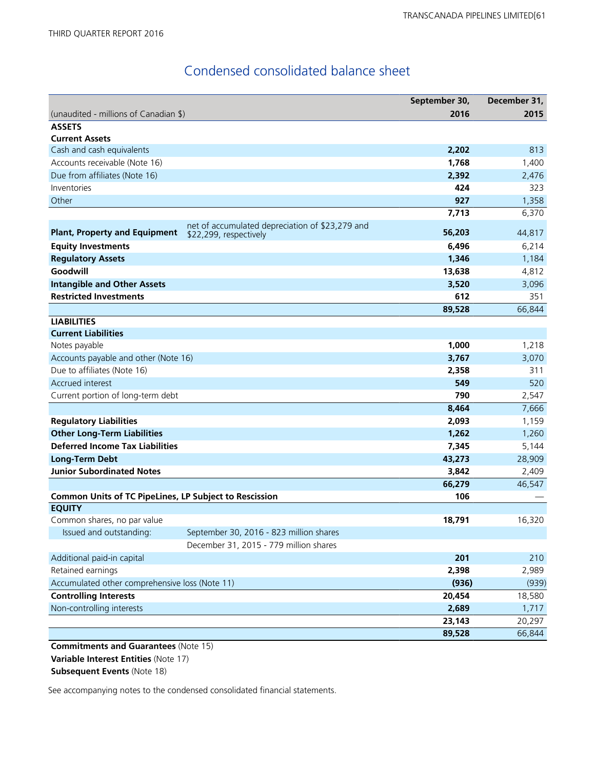THIRD QUARTER REPORT 2016

# Condensed consolidated balance sheet

| (unaudited - millions of Canadian $) | | September 30, 2016 | December 31, 2015 |
|---|---|---|---|
| **ASSETS** | | | |
| **Current Assets** | | | |
| Cash and cash equivalents | | **2,202** | 813 |
| Accounts receivable (Note 16) | | **1,768** | 1,400 |
| Due from affiliates (Note 16) | | **2,392** | 2,476 |
| Inventories | | **424** | 323 |
| Other | | **927** | 1,358 |
| | | **7,713** | 6,370 |
| **Plant, Property and Equipment** | net of accumulated depreciation of $23,279 and $22,299, respectively | **56,203** | 44,817 |
| **Equity Investments** | | **6,496** | 6,214 |
| **Regulatory Assets** | | **1,346** | 1,184 |
| **Goodwill** | | **13,638** | 4,812 |
| **Intangible and Other Assets** | | **3,520** | 3,096 |
| **Restricted Investments** | | **612** | 351 |
| | | **89,528** | 66,844 |
| **LIABILITIES** | | | |
| **Current Liabilities** | | | |
| Notes payable | | **1,000** | 1,218 |
| Accounts payable and other (Note 16) | | **3,767** | 3,070 |
| Due to affiliates (Note 16) | | **2,358** | 311 |
| Accrued interest | | **549** | 520 |
| Current portion of long-term debt | | **790** | 2,547 |
| | | **8,464** | 7,666 |
| **Regulatory Liabilities** | | **2,093** | 1,159 |
| **Other Long-Term Liabilities** | | **1,262** | 1,260 |
| **Deferred Income Tax Liabilities** | | **7,345** | 5,144 |
| **Long-Term Debt** | | **43,273** | 28,909 |
| **Junior Subordinated Notes** | | **3,842** | 2,409 |
| | | **66,279** | 46,547 |
| **Common Units of TC PipeLines, LP Subject to Rescission** | | **106** | — |
| **EQUITY** | | | |
| Common shares, no par value | | **18,791** | 16,320 |
| Issued and outstanding: | September 30, 2016 - 823 million shares | | |
| | December 31, 2015 - 779 million shares | | |
| Additional paid-in capital | | **201** | 210 |
| Retained earnings | | **2,398** | 2,989 |
| Accumulated other comprehensive loss (Note 11) | | **(936)** | (939) |
| **Controlling Interests** | | **20,454** | 18,580 |
| Non-controlling interests | | **2,689** | 1,717 |
| | | **23,143** | 20,297 |
| | | **89,528** | 66,844 |

**Commitments and Guarantees** (Note 15)
**Variable Interest Entities** (Note 17)
**Subsequent Events** (Note 18)

See accompanying notes to the condensed consolidated financial statements.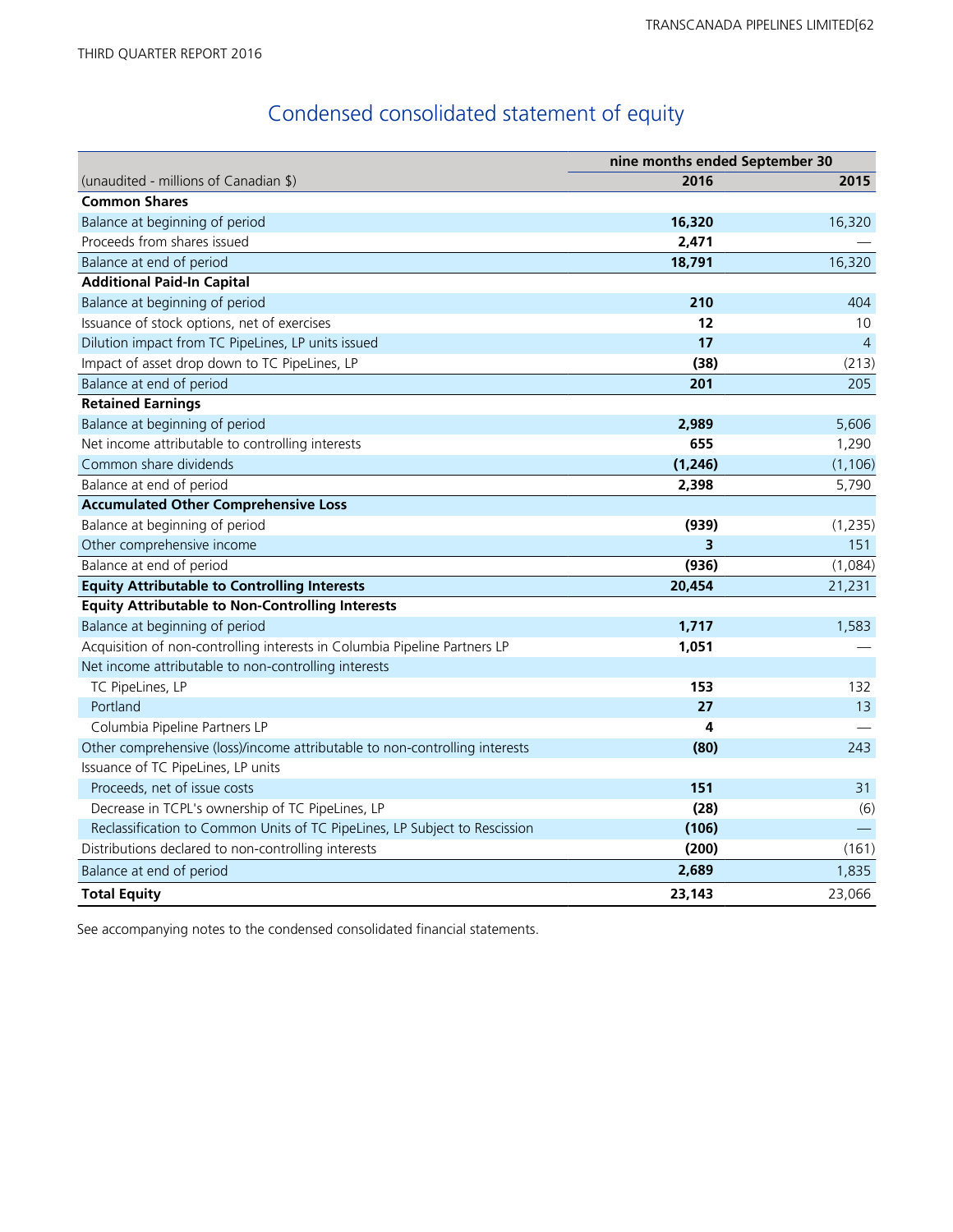# Condensed consolidated statement of equity

| (unaudited - millions of Canadian $) | nine months ended September 30 2016 | 2015 |
|---|---|---|
| **Common Shares** | | |
| Balance at beginning of period | **16,320** | 16,320 |
| Proceeds from shares issued | **2,471** | — |
| Balance at end of period | **18,791** | 16,320 |
| **Additional Paid-In Capital** | | |
| Balance at beginning of period | **210** | 404 |
| Issuance of stock options, net of exercises | **12** | 10 |
| Dilution impact from TC PipeLines, LP units issued | **17** | 4 |
| Impact of asset drop down to TC PipeLines, LP | **(38)** | (213) |
| Balance at end of period | **201** | 205 |
| **Retained Earnings** | | |
| Balance at beginning of period | **2,989** | 5,606 |
| Net income attributable to controlling interests | **655** | 1,290 |
| Common share dividends | **(1,246)** | (1,106) |
| Balance at end of period | **2,398** | 5,790 |
| **Accumulated Other Comprehensive Loss** | | |
| Balance at beginning of period | **(939)** | (1,235) |
| Other comprehensive income | **3** | 151 |
| Balance at end of period | **(936)** | (1,084) |
| **Equity Attributable to Controlling Interests** | **20,454** | 21,231 |
| **Equity Attributable to Non-Controlling Interests** | | |
| Balance at beginning of period | **1,717** | 1,583 |
| Acquisition of non-controlling interests in Columbia Pipeline Partners LP | **1,051** | — |
| Net income attributable to non-controlling interests | | |
| TC PipeLines, LP | **153** | 132 |
| Portland | **27** | 13 |
| Columbia Pipeline Partners LP | **4** | — |
| Other comprehensive (loss)/income attributable to non-controlling interests | **(80)** | 243 |
| Issuance of TC PipeLines, LP units | | |
| Proceeds, net of issue costs | **151** | 31 |
| Decrease in TCPL's ownership of TC PipeLines, LP | **(28)** | (6) |
| Reclassification to Common Units of TC PipeLines, LP Subject to Rescission | **(106)** | — |
| Distributions declared to non-controlling interests | **(200)** | (161) |
| Balance at end of period | **2,689** | 1,835 |
| **Total Equity** | **23,143** | 23,066 |

See accompanying notes to the condensed consolidated financial statements.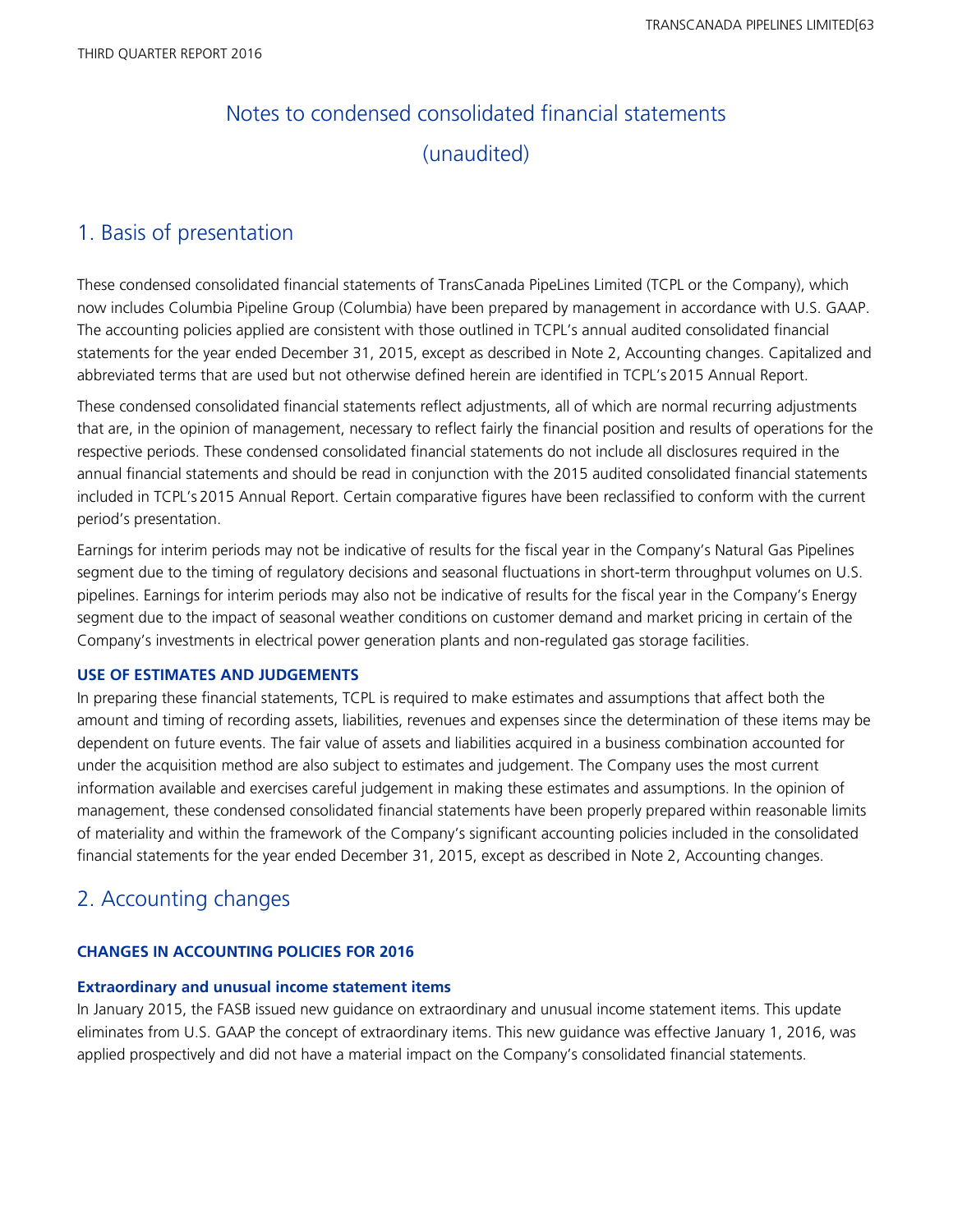# Notes to condensed consolidated financial statements (unaudited)

## 1. Basis of presentation

These condensed consolidated financial statements of TransCanada PipeLines Limited (TCPL or the Company), which now includes Columbia Pipeline Group (Columbia) have been prepared by management in accordance with U.S. GAAP. The accounting policies applied are consistent with those outlined in TCPL's annual audited consolidated financial statements for the year ended December 31, 2015, except as described in Note 2, Accounting changes. Capitalized and abbreviated terms that are used but not otherwise defined herein are identified in TCPL's 2015 Annual Report.

These condensed consolidated financial statements reflect adjustments, all of which are normal recurring adjustments that are, in the opinion of management, necessary to reflect fairly the financial position and results of operations for the respective periods. These condensed consolidated financial statements do not include all disclosures required in the annual financial statements and should be read in conjunction with the 2015 audited consolidated financial statements included in TCPL's 2015 Annual Report. Certain comparative figures have been reclassified to conform with the current period's presentation.

Earnings for interim periods may not be indicative of results for the fiscal year in the Company's Natural Gas Pipelines segment due to the timing of regulatory decisions and seasonal fluctuations in short-term throughput volumes on U.S. pipelines. Earnings for interim periods may also not be indicative of results for the fiscal year in the Company's Energy segment due to the impact of seasonal weather conditions on customer demand and market pricing in certain of the Company's investments in electrical power generation plants and non-regulated gas storage facilities.

### USE OF ESTIMATES AND JUDGEMENTS

In preparing these financial statements, TCPL is required to make estimates and assumptions that affect both the amount and timing of recording assets, liabilities, revenues and expenses since the determination of these items may be dependent on future events. The fair value of assets and liabilities acquired in a business combination accounted for under the acquisition method are also subject to estimates and judgement. The Company uses the most current information available and exercises careful judgement in making these estimates and assumptions. In the opinion of management, these condensed consolidated financial statements have been properly prepared within reasonable limits of materiality and within the framework of the Company's significant accounting policies included in the consolidated financial statements for the year ended December 31, 2015, except as described in Note 2, Accounting changes.

## 2. Accounting changes

### CHANGES IN ACCOUNTING POLICIES FOR 2016

#### Extraordinary and unusual income statement items

In January 2015, the FASB issued new guidance on extraordinary and unusual income statement items. This update eliminates from U.S. GAAP the concept of extraordinary items. This new guidance was effective January 1, 2016, was applied prospectively and did not have a material impact on the Company's consolidated financial statements.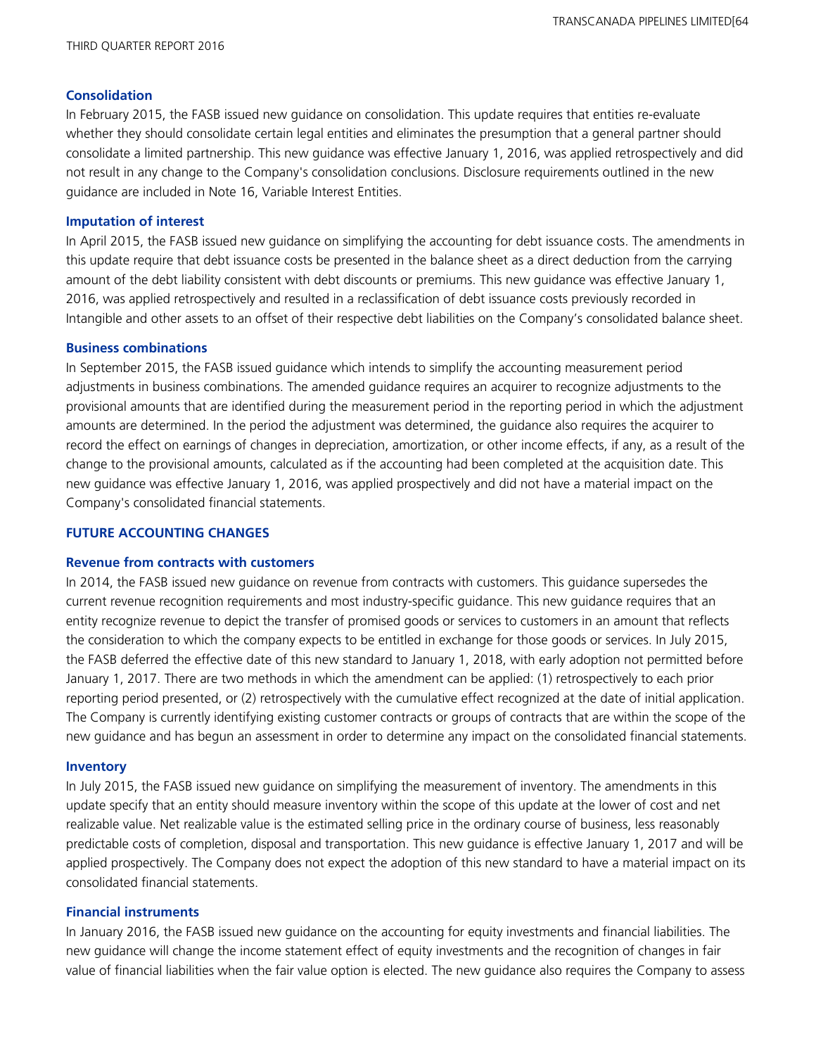### Consolidation

In February 2015, the FASB issued new guidance on consolidation. This update requires that entities re-evaluate whether they should consolidate certain legal entities and eliminates the presumption that a general partner should consolidate a limited partnership. This new guidance was effective January 1, 2016, was applied retrospectively and did not result in any change to the Company's consolidation conclusions. Disclosure requirements outlined in the new guidance are included in Note 16, Variable Interest Entities.

### Imputation of interest

In April 2015, the FASB issued new guidance on simplifying the accounting for debt issuance costs. The amendments in this update require that debt issuance costs be presented in the balance sheet as a direct deduction from the carrying amount of the debt liability consistent with debt discounts or premiums. This new guidance was effective January 1, 2016, was applied retrospectively and resulted in a reclassification of debt issuance costs previously recorded in Intangible and other assets to an offset of their respective debt liabilities on the Company's consolidated balance sheet.

### Business combinations

In September 2015, the FASB issued guidance which intends to simplify the accounting measurement period adjustments in business combinations. The amended guidance requires an acquirer to recognize adjustments to the provisional amounts that are identified during the measurement period in the reporting period in which the adjustment amounts are determined. In the period the adjustment was determined, the guidance also requires the acquirer to record the effect on earnings of changes in depreciation, amortization, or other income effects, if any, as a result of the change to the provisional amounts, calculated as if the accounting had been completed at the acquisition date. This new guidance was effective January 1, 2016, was applied prospectively and did not have a material impact on the Company's consolidated financial statements.

## FUTURE ACCOUNTING CHANGES

### Revenue from contracts with customers

In 2014, the FASB issued new guidance on revenue from contracts with customers. This guidance supersedes the current revenue recognition requirements and most industry-specific guidance. This new guidance requires that an entity recognize revenue to depict the transfer of promised goods or services to customers in an amount that reflects the consideration to which the company expects to be entitled in exchange for those goods or services. In July 2015, the FASB deferred the effective date of this new standard to January 1, 2018, with early adoption not permitted before January 1, 2017. There are two methods in which the amendment can be applied: (1) retrospectively to each prior reporting period presented, or (2) retrospectively with the cumulative effect recognized at the date of initial application. The Company is currently identifying existing customer contracts or groups of contracts that are within the scope of the new guidance and has begun an assessment in order to determine any impact on the consolidated financial statements.

### Inventory

In July 2015, the FASB issued new guidance on simplifying the measurement of inventory. The amendments in this update specify that an entity should measure inventory within the scope of this update at the lower of cost and net realizable value. Net realizable value is the estimated selling price in the ordinary course of business, less reasonably predictable costs of completion, disposal and transportation. This new guidance is effective January 1, 2017 and will be applied prospectively. The Company does not expect the adoption of this new standard to have a material impact on its consolidated financial statements.

### Financial instruments

In January 2016, the FASB issued new guidance on the accounting for equity investments and financial liabilities. The new guidance will change the income statement effect of equity investments and the recognition of changes in fair value of financial liabilities when the fair value option is elected. The new guidance also requires the Company to assess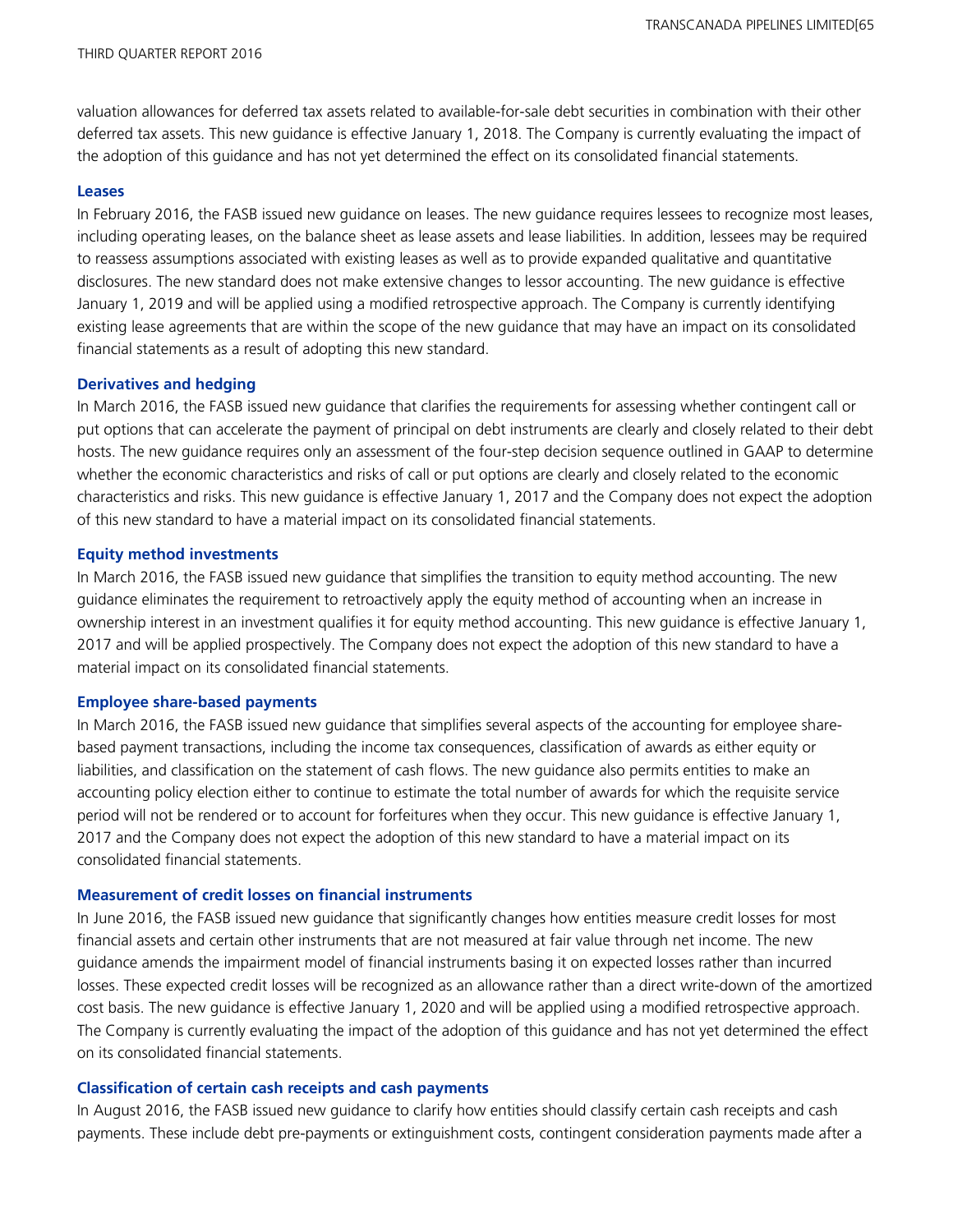valuation allowances for deferred tax assets related to available-for-sale debt securities in combination with their other deferred tax assets. This new guidance is effective January 1, 2018. The Company is currently evaluating the impact of the adoption of this guidance and has not yet determined the effect on its consolidated financial statements.

### Leases

In February 2016, the FASB issued new guidance on leases. The new guidance requires lessees to recognize most leases, including operating leases, on the balance sheet as lease assets and lease liabilities. In addition, lessees may be required to reassess assumptions associated with existing leases as well as to provide expanded qualitative and quantitative disclosures. The new standard does not make extensive changes to lessor accounting. The new guidance is effective January 1, 2019 and will be applied using a modified retrospective approach. The Company is currently identifying existing lease agreements that are within the scope of the new guidance that may have an impact on its consolidated financial statements as a result of adopting this new standard.

### Derivatives and hedging

In March 2016, the FASB issued new guidance that clarifies the requirements for assessing whether contingent call or put options that can accelerate the payment of principal on debt instruments are clearly and closely related to their debt hosts. The new guidance requires only an assessment of the four-step decision sequence outlined in GAAP to determine whether the economic characteristics and risks of call or put options are clearly and closely related to the economic characteristics and risks. This new guidance is effective January 1, 2017 and the Company does not expect the adoption of this new standard to have a material impact on its consolidated financial statements.

### Equity method investments

In March 2016, the FASB issued new guidance that simplifies the transition to equity method accounting. The new guidance eliminates the requirement to retroactively apply the equity method of accounting when an increase in ownership interest in an investment qualifies it for equity method accounting. This new guidance is effective January 1, 2017 and will be applied prospectively. The Company does not expect the adoption of this new standard to have a material impact on its consolidated financial statements.

### Employee share-based payments

In March 2016, the FASB issued new guidance that simplifies several aspects of the accounting for employee share-based payment transactions, including the income tax consequences, classification of awards as either equity or liabilities, and classification on the statement of cash flows. The new guidance also permits entities to make an accounting policy election either to continue to estimate the total number of awards for which the requisite service period will not be rendered or to account for forfeitures when they occur. This new guidance is effective January 1, 2017 and the Company does not expect the adoption of this new standard to have a material impact on its consolidated financial statements.

### Measurement of credit losses on financial instruments

In June 2016, the FASB issued new guidance that significantly changes how entities measure credit losses for most financial assets and certain other instruments that are not measured at fair value through net income. The new guidance amends the impairment model of financial instruments basing it on expected losses rather than incurred losses. These expected credit losses will be recognized as an allowance rather than a direct write-down of the amortized cost basis. The new guidance is effective January 1, 2020 and will be applied using a modified retrospective approach. The Company is currently evaluating the impact of the adoption of this guidance and has not yet determined the effect on its consolidated financial statements.

### Classification of certain cash receipts and cash payments

In August 2016, the FASB issued new guidance to clarify how entities should classify certain cash receipts and cash payments. These include debt pre-payments or extinguishment costs, contingent consideration payments made after a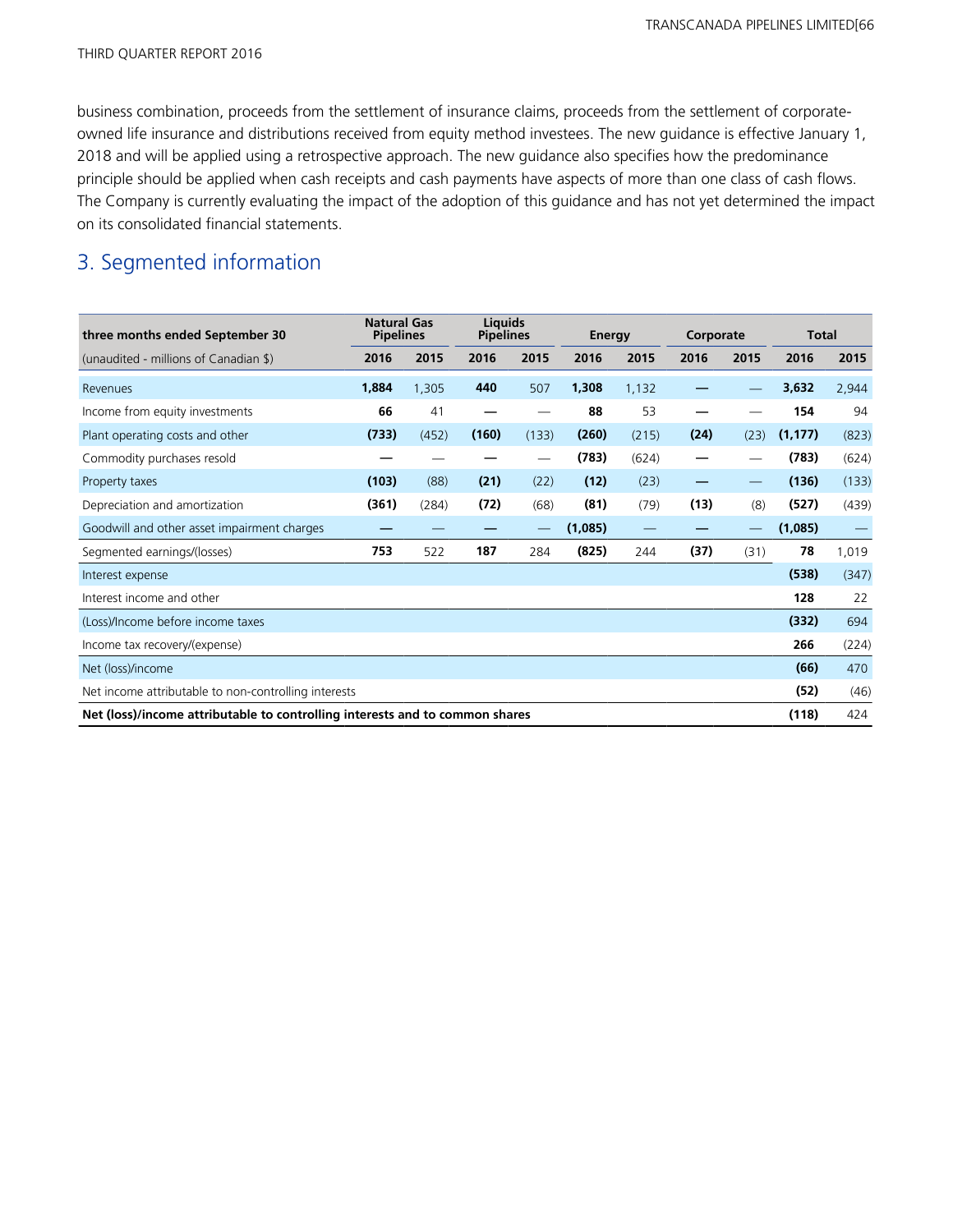business combination, proceeds from the settlement of insurance claims, proceeds from the settlement of corporate-owned life insurance and distributions received from equity method investees. The new guidance is effective January 1, 2018 and will be applied using a retrospective approach. The new guidance also specifies how the predominance principle should be applied when cash receipts and cash payments have aspects of more than one class of cash flows. The Company is currently evaluating the impact of the adoption of this guidance and has not yet determined the impact on its consolidated financial statements.

## 3. Segmented information

| three months ended September 30 | Natural Gas Pipelines | | Liquids Pipelines | | Energy | | Corporate | | Total | |
|---|---|---|---|---|---|---|---|---|---|---|
| (unaudited - millions of Canadian $) | **2016** | 2015 | **2016** | 2015 | **2016** | 2015 | **2016** | 2015 | **2016** | 2015 |
| Revenues | **1,884** | 1,305 | **440** | 507 | **1,308** | 1,132 | **—** | — | **3,632** | 2,944 |
| Income from equity investments | **66** | 41 | **—** | — | **88** | 53 | **—** | — | **154** | 94 |
| Plant operating costs and other | **(733)** | (452) | **(160)** | (133) | **(260)** | (215) | **(24)** | (23) | **(1,177)** | (823) |
| Commodity purchases resold | **—** | — | **—** | — | **(783)** | (624) | **—** | — | **(783)** | (624) |
| Property taxes | **(103)** | (88) | **(21)** | (22) | **(12)** | (23) | **—** | — | **(136)** | (133) |
| Depreciation and amortization | **(361)** | (284) | **(72)** | (68) | **(81)** | (79) | **(13)** | (8) | **(527)** | (439) |
| Goodwill and other asset impairment charges | **—** | — | **—** | — | **(1,085)** | — | **—** | — | **(1,085)** | — |
| Segmented earnings/(losses) | **753** | 522 | **187** | 284 | **(825)** | 244 | **(37)** | (31) | **78** | 1,019 |
| Interest expense | | | | | | | | | **(538)** | (347) |
| Interest income and other | | | | | | | | | **128** | 22 |
| (Loss)/Income before income taxes | | | | | | | | | **(332)** | 694 |
| Income tax recovery/(expense) | | | | | | | | | **266** | (224) |
| Net (loss)/income | | | | | | | | | **(66)** | 470 |
| Net income attributable to non-controlling interests | | | | | | | | | **(52)** | (46) |
| **Net (loss)/income attributable to controlling interests and to common shares** | | | | | | | | | **(118)** | 424 |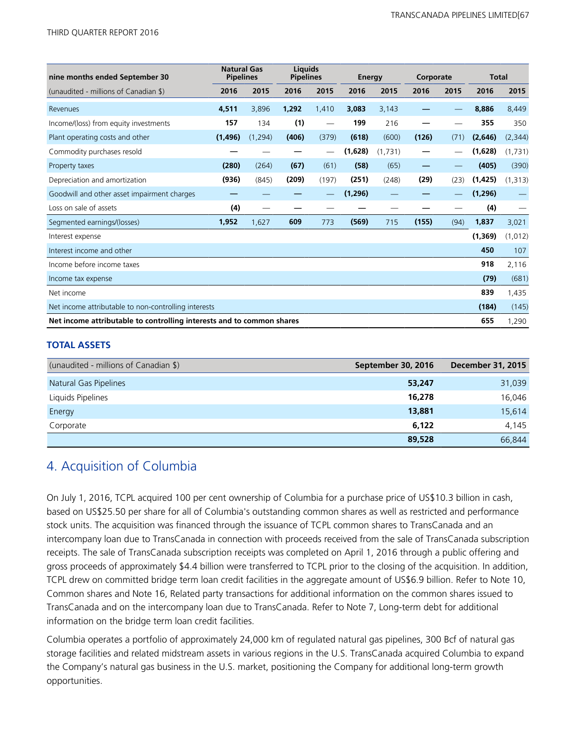| nine months ended September 30 | Natural Gas Pipelines | | Liquids Pipelines | | Energy | | Corporate | | Total | |
|---|---|---|---|---|---|---|---|---|---|---|
| (unaudited - millions of Canadian $) | 2016 | 2015 | 2016 | 2015 | 2016 | 2015 | 2016 | 2015 | 2016 | 2015 |
| Revenues | **4,511** | 3,896 | **1,292** | 1,410 | **3,083** | 3,143 | **—** | — | **8,886** | 8,449 |
| Income/(loss) from equity investments | **157** | 134 | **(1)** | — | **199** | 216 | **—** | — | **355** | 350 |
| Plant operating costs and other | **(1,496)** | (1,294) | **(406)** | (379) | **(618)** | (600) | **(126)** | (71) | **(2,646)** | (2,344) |
| Commodity purchases resold | **—** | — | **—** | — | **(1,628)** | (1,731) | **—** | — | **(1,628)** | (1,731) |
| Property taxes | **(280)** | (264) | **(67)** | (61) | **(58)** | (65) | **—** | — | **(405)** | (390) |
| Depreciation and amortization | **(936)** | (845) | **(209)** | (197) | **(251)** | (248) | **(29)** | (23) | **(1,425)** | (1,313) |
| Goodwill and other asset impairment charges | **—** | — | **—** | — | **(1,296)** | — | **—** | — | **(1,296)** | — |
| Loss on sale of assets | **(4)** | — | **—** | — | **—** | — | **—** | — | **(4)** | — |
| Segmented earnings/(losses) | **1,952** | 1,627 | **609** | 773 | **(569)** | 715 | **(155)** | (94) | **1,837** | 3,021 |
| Interest expense | | | | | | | | | **(1,369)** | (1,012) |
| Interest income and other | | | | | | | | | **450** | 107 |
| Income before income taxes | | | | | | | | | **918** | 2,116 |
| Income tax expense | | | | | | | | | **(79)** | (681) |
| Net income | | | | | | | | | **839** | 1,435 |
| Net income attributable to non-controlling interests | | | | | | | | | **(184)** | (145) |
| **Net income attributable to controlling interests and to common shares** | | | | | | | | | **655** | 1,290 |

### TOTAL ASSETS

| (unaudited - millions of Canadian $) | September 30, 2016 | December 31, 2015 |
|---|---|---|
| Natural Gas Pipelines | **53,247** | 31,039 |
| Liquids Pipelines | **16,278** | 16,046 |
| Energy | **13,881** | 15,614 |
| Corporate | **6,122** | 4,145 |
| | **89,528** | 66,844 |

## 4. Acquisition of Columbia

On July 1, 2016, TCPL acquired 100 per cent ownership of Columbia for a purchase price of US$10.3 billion in cash, based on US$25.50 per share for all of Columbia's outstanding common shares as well as restricted and performance stock units. The acquisition was financed through the issuance of TCPL common shares to TransCanada and an intercompany loan due to TransCanada in connection with proceeds received from the sale of TransCanada subscription receipts. The sale of TransCanada subscription receipts was completed on April 1, 2016 through a public offering and gross proceeds of approximately $4.4 billion were transferred to TCPL prior to the closing of the acquisition. In addition, TCPL drew on committed bridge term loan credit facilities in the aggregate amount of US$6.9 billion. Refer to Note 10, Common shares and Note 16, Related party transactions for additional information on the common shares issued to TransCanada and on the intercompany loan due to TransCanada. Refer to Note 7, Long-term debt for additional information on the bridge term loan credit facilities.

Columbia operates a portfolio of approximately 24,000 km of regulated natural gas pipelines, 300 Bcf of natural gas storage facilities and related midstream assets in various regions in the U.S. TransCanada acquired Columbia to expand the Company's natural gas business in the U.S. market, positioning the Company for additional long-term growth opportunities.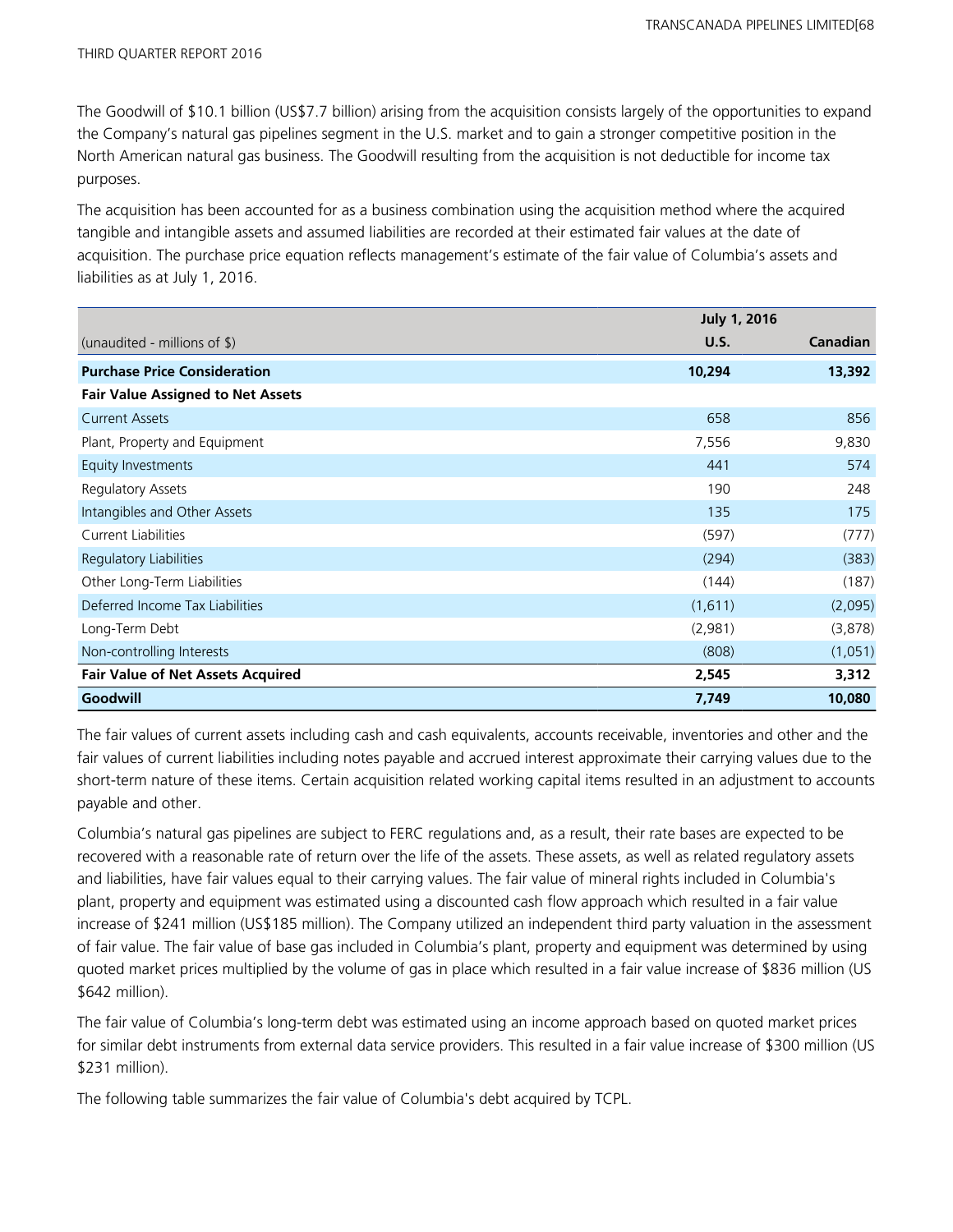The Goodwill of $10.1 billion (US$7.7 billion) arising from the acquisition consists largely of the opportunities to expand the Company's natural gas pipelines segment in the U.S. market and to gain a stronger competitive position in the North American natural gas business. The Goodwill resulting from the acquisition is not deductible for income tax purposes.

The acquisition has been accounted for as a business combination using the acquisition method where the acquired tangible and intangible assets and assumed liabilities are recorded at their estimated fair values at the date of acquisition. The purchase price equation reflects management's estimate of the fair value of Columbia's assets and liabilities as at July 1, 2016.

| | July 1, 2016 | |
|---|---|---|
| (unaudited - millions of $) | U.S. | Canadian |
| **Purchase Price Consideration** | **10,294** | **13,392** |
| **Fair Value Assigned to Net Assets** | | |
| Current Assets | 658 | 856 |
| Plant, Property and Equipment | 7,556 | 9,830 |
| Equity Investments | 441 | 574 |
| Regulatory Assets | 190 | 248 |
| Intangibles and Other Assets | 135 | 175 |
| Current Liabilities | (597) | (777) |
| Regulatory Liabilities | (294) | (383) |
| Other Long-Term Liabilities | (144) | (187) |
| Deferred Income Tax Liabilities | (1,611) | (2,095) |
| Long-Term Debt | (2,981) | (3,878) |
| Non-controlling Interests | (808) | (1,051) |
| **Fair Value of Net Assets Acquired** | **2,545** | **3,312** |
| **Goodwill** | **7,749** | **10,080** |

The fair values of current assets including cash and cash equivalents, accounts receivable, inventories and other and the fair values of current liabilities including notes payable and accrued interest approximate their carrying values due to the short-term nature of these items. Certain acquisition related working capital items resulted in an adjustment to accounts payable and other.

Columbia's natural gas pipelines are subject to FERC regulations and, as a result, their rate bases are expected to be recovered with a reasonable rate of return over the life of the assets. These assets, as well as related regulatory assets and liabilities, have fair values equal to their carrying values. The fair value of mineral rights included in Columbia's plant, property and equipment was estimated using a discounted cash flow approach which resulted in a fair value increase of $241 million (US$185 million). The Company utilized an independent third party valuation in the assessment of fair value. The fair value of base gas included in Columbia's plant, property and equipment was determined by using quoted market prices multiplied by the volume of gas in place which resulted in a fair value increase of $836 million (US $642 million).

The fair value of Columbia's long-term debt was estimated using an income approach based on quoted market prices for similar debt instruments from external data service providers. This resulted in a fair value increase of $300 million (US $231 million).

The following table summarizes the fair value of Columbia's debt acquired by TCPL.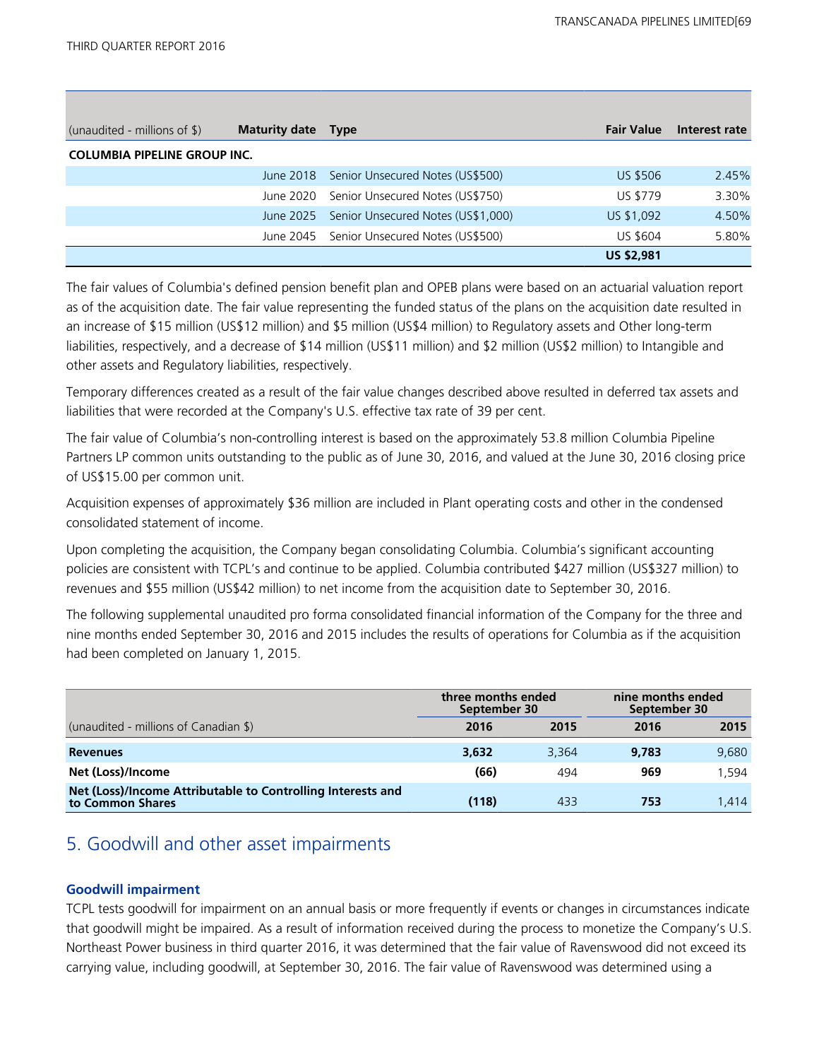| (unaudited - millions of $) | Maturity date | Type | Fair Value | Interest rate |
|---|---|---|---|---|
| **COLUMBIA PIPELINE GROUP INC.** | | | | |
| | June 2018 | Senior Unsecured Notes (US$500) | US $506 | 2.45% |
| | June 2020 | Senior Unsecured Notes (US$750) | US $779 | 3.30% |
| | June 2025 | Senior Unsecured Notes (US$1,000) | US $1,092 | 4.50% |
| | June 2045 | Senior Unsecured Notes (US$500) | US $604 | 5.80% |
| | | | **US $2,981** | |

The fair values of Columbia's defined pension benefit plan and OPEB plans were based on an actuarial valuation report as of the acquisition date. The fair value representing the funded status of the plans on the acquisition date resulted in an increase of $15 million (US$12 million) and $5 million (US$4 million) to Regulatory assets and Other long-term liabilities, respectively, and a decrease of $14 million (US$11 million) and $2 million (US$2 million) to Intangible and other assets and Regulatory liabilities, respectively.

Temporary differences created as a result of the fair value changes described above resulted in deferred tax assets and liabilities that were recorded at the Company's U.S. effective tax rate of 39 per cent.

The fair value of Columbia's non-controlling interest is based on the approximately 53.8 million Columbia Pipeline Partners LP common units outstanding to the public as of June 30, 2016, and valued at the June 30, 2016 closing price of US$15.00 per common unit.

Acquisition expenses of approximately $36 million are included in Plant operating costs and other in the condensed consolidated statement of income.

Upon completing the acquisition, the Company began consolidating Columbia. Columbia's significant accounting policies are consistent with TCPL's and continue to be applied. Columbia contributed $427 million (US$327 million) to revenues and $55 million (US$42 million) to net income from the acquisition date to September 30, 2016.

The following supplemental unaudited pro forma consolidated financial information of the Company for the three and nine months ended September 30, 2016 and 2015 includes the results of operations for Columbia as if the acquisition had been completed on January 1, 2015.

| | three months ended September 30 | | nine months ended September 30 | |
|---|---|---|---|---|
| (unaudited - millions of Canadian $) | **2016** | **2015** | **2016** | **2015** |
| **Revenues** | **3,632** | 3,364 | **9,783** | 9,680 |
| **Net (Loss)/Income** | **(66)** | 494 | **969** | 1,594 |
| **Net (Loss)/Income Attributable to Controlling Interests and to Common Shares** | **(118)** | 433 | **753** | 1,414 |

## 5. Goodwill and other asset impairments

### Goodwill impairment

TCPL tests goodwill for impairment on an annual basis or more frequently if events or changes in circumstances indicate that goodwill might be impaired. As a result of information received during the process to monetize the Company's U.S. Northeast Power business in third quarter 2016, it was determined that the fair value of Ravenswood did not exceed its carrying value, including goodwill, at September 30, 2016. The fair value of Ravenswood was determined using a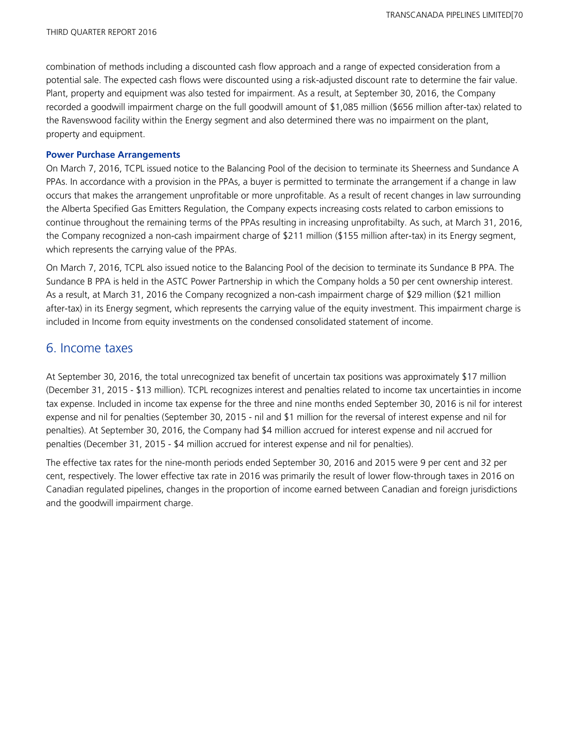combination of methods including a discounted cash flow approach and a range of expected consideration from a potential sale. The expected cash flows were discounted using a risk-adjusted discount rate to determine the fair value. Plant, property and equipment was also tested for impairment. As a result, at September 30, 2016, the Company recorded a goodwill impairment charge on the full goodwill amount of $1,085 million ($656 million after-tax) related to the Ravenswood facility within the Energy segment and also determined there was no impairment on the plant, property and equipment.

**Power Purchase Arrangements**

On March 7, 2016, TCPL issued notice to the Balancing Pool of the decision to terminate its Sheerness and Sundance A PPAs. In accordance with a provision in the PPAs, a buyer is permitted to terminate the arrangement if a change in law occurs that makes the arrangement unprofitable or more unprofitable. As a result of recent changes in law surrounding the Alberta Specified Gas Emitters Regulation, the Company expects increasing costs related to carbon emissions to continue throughout the remaining terms of the PPAs resulting in increasing unprofitabilty. As such, at March 31, 2016, the Company recognized a non-cash impairment charge of $211 million ($155 million after-tax) in its Energy segment, which represents the carrying value of the PPAs.

On March 7, 2016, TCPL also issued notice to the Balancing Pool of the decision to terminate its Sundance B PPA. The Sundance B PPA is held in the ASTC Power Partnership in which the Company holds a 50 per cent ownership interest. As a result, at March 31, 2016 the Company recognized a non-cash impairment charge of $29 million ($21 million after-tax) in its Energy segment, which represents the carrying value of the equity investment. This impairment charge is included in Income from equity investments on the condensed consolidated statement of income.

## 6. Income taxes

At September 30, 2016, the total unrecognized tax benefit of uncertain tax positions was approximately $17 million (December 31, 2015 - $13 million). TCPL recognizes interest and penalties related to income tax uncertainties in income tax expense. Included in income tax expense for the three and nine months ended September 30, 2016 is nil for interest expense and nil for penalties (September 30, 2015 - nil and $1 million for the reversal of interest expense and nil for penalties). At September 30, 2016, the Company had $4 million accrued for interest expense and nil accrued for penalties (December 31, 2015 - $4 million accrued for interest expense and nil for penalties).

The effective tax rates for the nine-month periods ended September 30, 2016 and 2015 were 9 per cent and 32 per cent, respectively. The lower effective tax rate in 2016 was primarily the result of lower flow-through taxes in 2016 on Canadian regulated pipelines, changes in the proportion of income earned between Canadian and foreign jurisdictions and the goodwill impairment charge.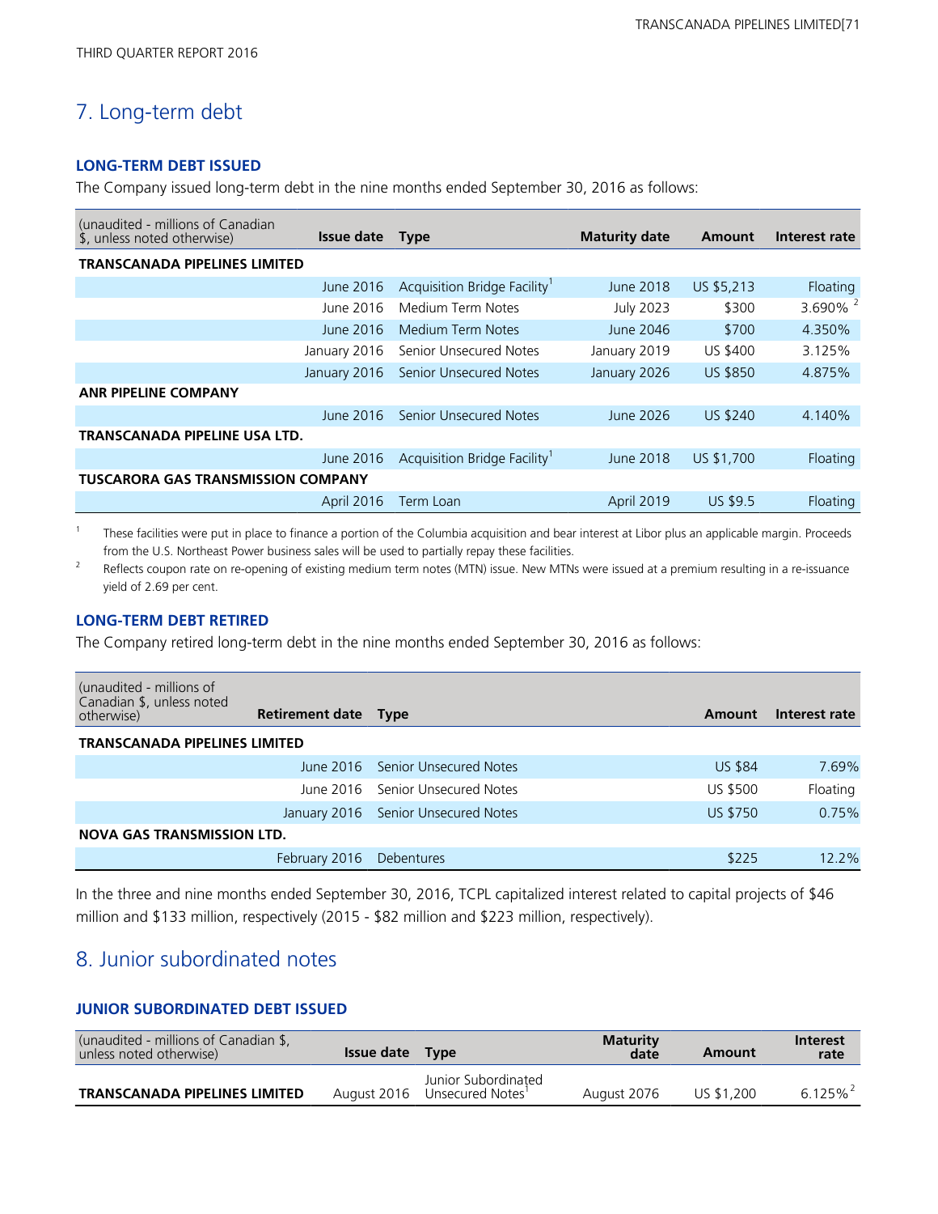# 7. Long-term debt

### LONG-TERM DEBT ISSUED

The Company issued long-term debt in the nine months ended September 30, 2016 as follows:

| (unaudited - millions of Canadian $, unless noted otherwise) | Issue date | Type | Maturity date | Amount | Interest rate |
|---|---|---|---|---|---|
| **TRANSCANADA PIPELINES LIMITED** | | | | | |
| | June 2016 | Acquisition Bridge Facility[1] | June 2018 | US $5,213 | Floating |
| | June 2016 | Medium Term Notes | July 2023 | $300 | 3.690% [2] |
| | June 2016 | Medium Term Notes | June 2046 | $700 | 4.350% |
| | January 2016 | Senior Unsecured Notes | January 2019 | US $400 | 3.125% |
| | January 2016 | Senior Unsecured Notes | January 2026 | US $850 | 4.875% |
| **ANR PIPELINE COMPANY** | | | | | |
| | June 2016 | Senior Unsecured Notes | June 2026 | US $240 | 4.140% |
| **TRANSCANADA PIPELINE USA LTD.** | | | | | |
| | June 2016 | Acquisition Bridge Facility[1] | June 2018 | US $1,700 | Floating |
| **TUSCARORA GAS TRANSMISSION COMPANY** | | | | | |
| | April 2016 | Term Loan | April 2019 | US $9.5 | Floating |

1 These facilities were put in place to finance a portion of the Columbia acquisition and bear interest at Libor plus an applicable margin. Proceeds from the U.S. Northeast Power business sales will be used to partially repay these facilities.

2 Reflects coupon rate on re-opening of existing medium term notes (MTN) issue. New MTNs were issued at a premium resulting in a re-issuance yield of 2.69 per cent.

### LONG-TERM DEBT RETIRED

The Company retired long-term debt in the nine months ended September 30, 2016 as follows:

| (unaudited - millions of Canadian $, unless noted otherwise) | Retirement date | Type | Amount | Interest rate |
|---|---|---|---|---|
| **TRANSCANADA PIPELINES LIMITED** | | | | |
| | June 2016 | Senior Unsecured Notes | US $84 | 7.69% |
| | June 2016 | Senior Unsecured Notes | US $500 | Floating |
| | January 2016 | Senior Unsecured Notes | US $750 | 0.75% |
| **NOVA GAS TRANSMISSION LTD.** | | | | |
| | February 2016 | Debentures | $225 | 12.2% |

In the three and nine months ended September 30, 2016, TCPL capitalized interest related to capital projects of $46 million and $133 million, respectively (2015 - $82 million and $223 million, respectively).

# 8. Junior subordinated notes

### JUNIOR SUBORDINATED DEBT ISSUED

| (unaudited - millions of Canadian $, unless noted otherwise) | Issue date | Type | Maturity date | Amount | Interest rate |
|---|---|---|---|---|---|
| **TRANSCANADA PIPELINES LIMITED** | August 2016 | Junior Subordinated Unsecured Notes[1] | August 2076 | US $1,200 | 6.125%[2] |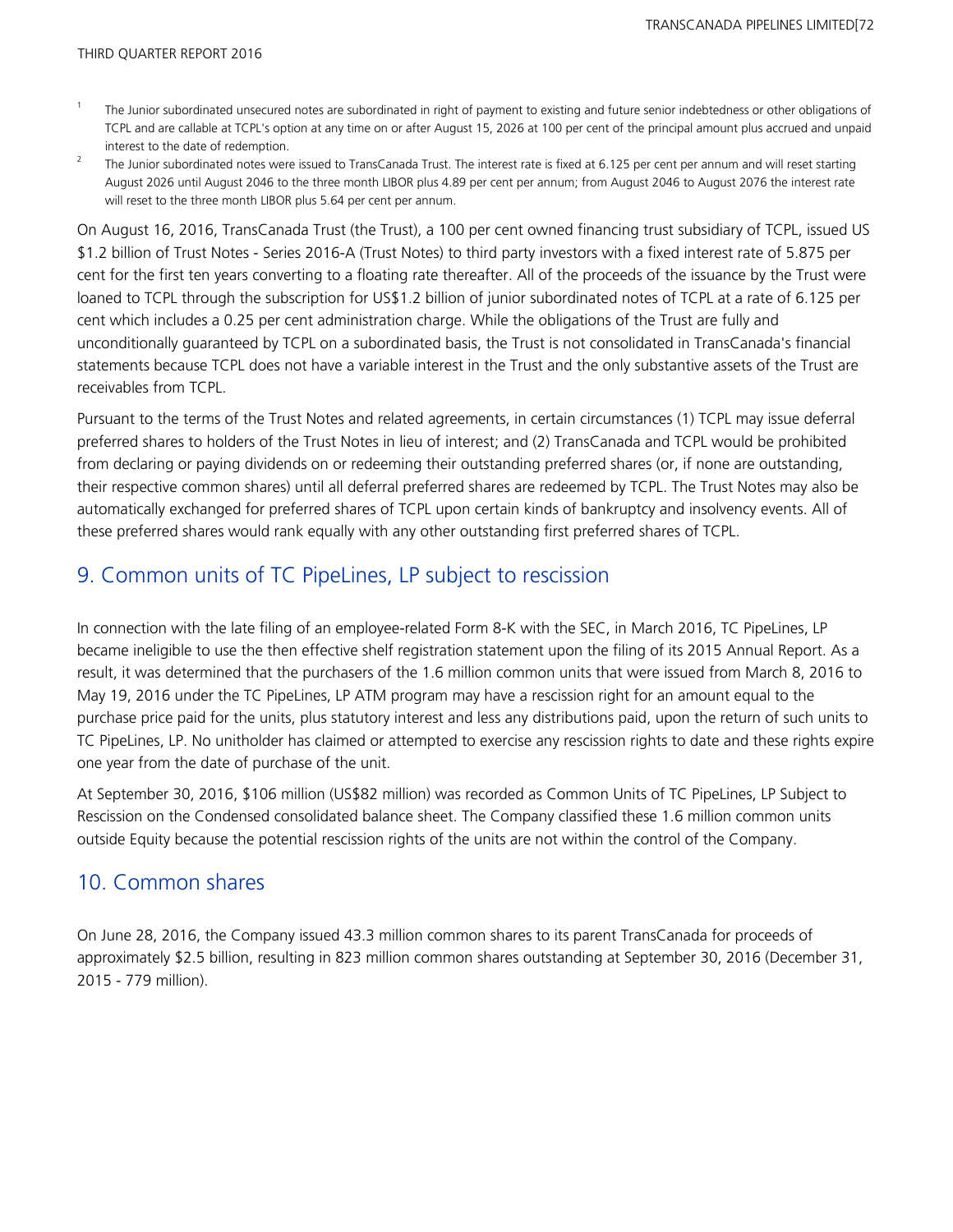1. The Junior subordinated unsecured notes are subordinated in right of payment to existing and future senior indebtedness or other obligations of TCPL and are callable at TCPL's option at any time on or after August 15, 2026 at 100 per cent of the principal amount plus accrued and unpaid interest to the date of redemption.
2. The Junior subordinated notes were issued to TransCanada Trust. The interest rate is fixed at 6.125 per cent per annum and will reset starting August 2026 until August 2046 to the three month LIBOR plus 4.89 per cent per annum; from August 2046 to August 2076 the interest rate will reset to the three month LIBOR plus 5.64 per cent per annum.

On August 16, 2016, TransCanada Trust (the Trust), a 100 per cent owned financing trust subsidiary of TCPL, issued US $1.2 billion of Trust Notes - Series 2016-A (Trust Notes) to third party investors with a fixed interest rate of 5.875 per cent for the first ten years converting to a floating rate thereafter. All of the proceeds of the issuance by the Trust were loaned to TCPL through the subscription for US$1.2 billion of junior subordinated notes of TCPL at a rate of 6.125 per cent which includes a 0.25 per cent administration charge. While the obligations of the Trust are fully and unconditionally guaranteed by TCPL on a subordinated basis, the Trust is not consolidated in TransCanada's financial statements because TCPL does not have a variable interest in the Trust and the only substantive assets of the Trust are receivables from TCPL.

Pursuant to the terms of the Trust Notes and related agreements, in certain circumstances (1) TCPL may issue deferral preferred shares to holders of the Trust Notes in lieu of interest; and (2) TransCanada and TCPL would be prohibited from declaring or paying dividends on or redeeming their outstanding preferred shares (or, if none are outstanding, their respective common shares) until all deferral preferred shares are redeemed by TCPL. The Trust Notes may also be automatically exchanged for preferred shares of TCPL upon certain kinds of bankruptcy and insolvency events. All of these preferred shares would rank equally with any other outstanding first preferred shares of TCPL.

## 9. Common units of TC PipeLines, LP subject to rescission

In connection with the late filing of an employee-related Form 8-K with the SEC, in March 2016, TC PipeLines, LP became ineligible to use the then effective shelf registration statement upon the filing of its 2015 Annual Report. As a result, it was determined that the purchasers of the 1.6 million common units that were issued from March 8, 2016 to May 19, 2016 under the TC PipeLines, LP ATM program may have a rescission right for an amount equal to the purchase price paid for the units, plus statutory interest and less any distributions paid, upon the return of such units to TC PipeLines, LP. No unitholder has claimed or attempted to exercise any rescission rights to date and these rights expire one year from the date of purchase of the unit.

At September 30, 2016, $106 million (US$82 million) was recorded as Common Units of TC PipeLines, LP Subject to Rescission on the Condensed consolidated balance sheet. The Company classified these 1.6 million common units outside Equity because the potential rescission rights of the units are not within the control of the Company.

## 10. Common shares

On June 28, 2016, the Company issued 43.3 million common shares to its parent TransCanada for proceeds of approximately $2.5 billion, resulting in 823 million common shares outstanding at September 30, 2016 (December 31, 2015 - 779 million).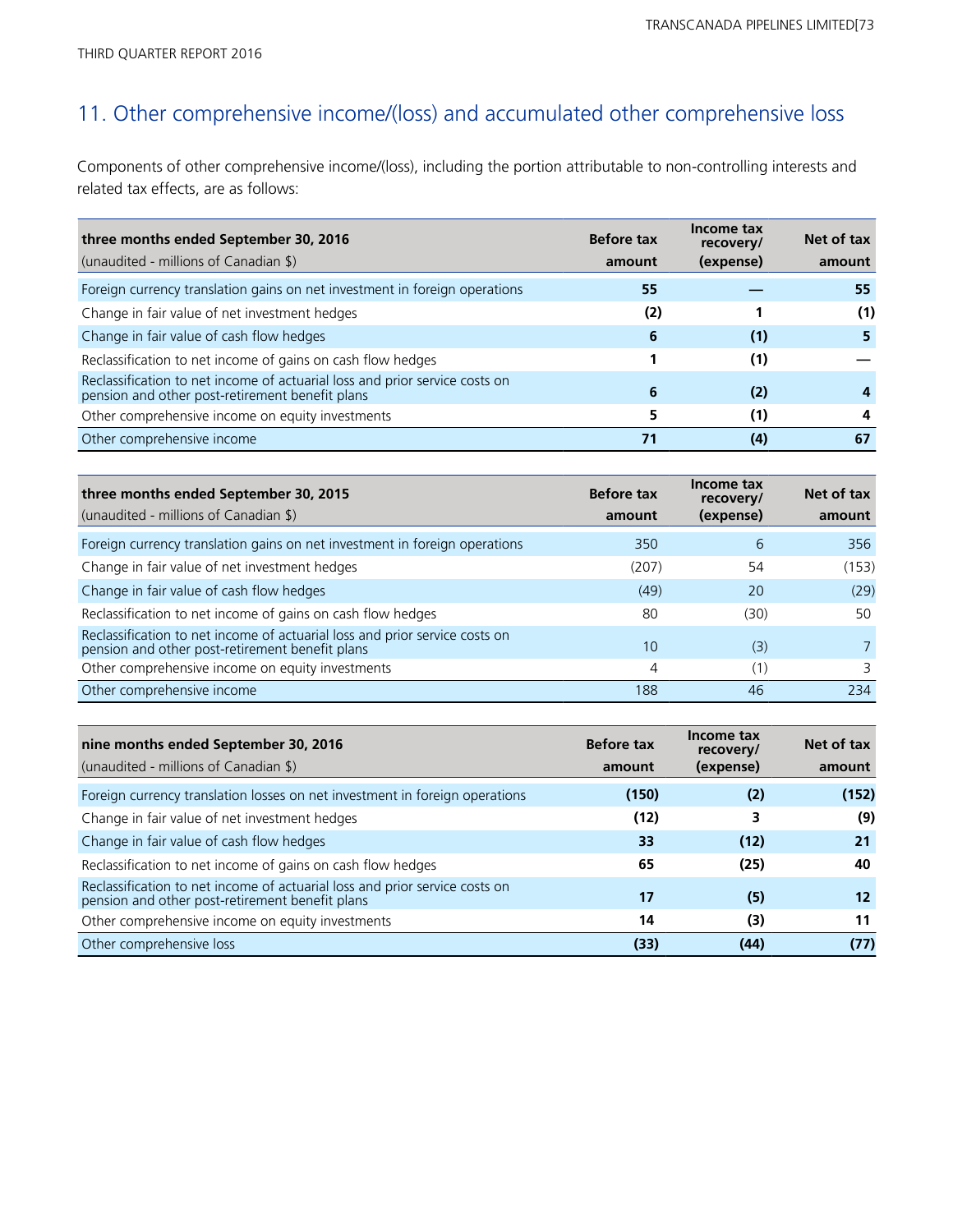## 11. Other comprehensive income/(loss) and accumulated other comprehensive loss

Components of other comprehensive income/(loss), including the portion attributable to non-controlling interests and related tax effects, are as follows:

| **three months ended September 30, 2016**<br>(unaudited - millions of Canadian $) | **Before tax amount** | **Income tax recovery/ (expense)** | **Net of tax amount** |
|---|---|---|---|
| Foreign currency translation gains on net investment in foreign operations | **55** | **—** | **55** |
| Change in fair value of net investment hedges | **(2)** | **1** | **(1)** |
| Change in fair value of cash flow hedges | **6** | **(1)** | **5** |
| Reclassification to net income of gains on cash flow hedges | **1** | **(1)** | **—** |
| Reclassification to net income of actuarial loss and prior service costs on pension and other post-retirement benefit plans | **6** | **(2)** | **4** |
| Other comprehensive income on equity investments | **5** | **(1)** | **4** |
| Other comprehensive income | **71** | **(4)** | **67** |

| **three months ended September 30, 2015**<br>(unaudited - millions of Canadian $) | **Before tax amount** | **Income tax recovery/ (expense)** | **Net of tax amount** |
|---|---|---|---|
| Foreign currency translation gains on net investment in foreign operations | 350 | 6 | 356 |
| Change in fair value of net investment hedges | (207) | 54 | (153) |
| Change in fair value of cash flow hedges | (49) | 20 | (29) |
| Reclassification to net income of gains on cash flow hedges | 80 | (30) | 50 |
| Reclassification to net income of actuarial loss and prior service costs on pension and other post-retirement benefit plans | 10 | (3) | 7 |
| Other comprehensive income on equity investments | 4 | (1) | 3 |
| Other comprehensive income | 188 | 46 | 234 |

| **nine months ended September 30, 2016**<br>(unaudited - millions of Canadian $) | **Before tax amount** | **Income tax recovery/ (expense)** | **Net of tax amount** |
|---|---|---|---|
| Foreign currency translation losses on net investment in foreign operations | **(150)** | **(2)** | **(152)** |
| Change in fair value of net investment hedges | **(12)** | **3** | **(9)** |
| Change in fair value of cash flow hedges | **33** | **(12)** | **21** |
| Reclassification to net income of gains on cash flow hedges | **65** | **(25)** | **40** |
| Reclassification to net income of actuarial loss and prior service costs on pension and other post-retirement benefit plans | **17** | **(5)** | **12** |
| Other comprehensive income on equity investments | **14** | **(3)** | **11** |
| Other comprehensive loss | **(33)** | **(44)** | **(77)** |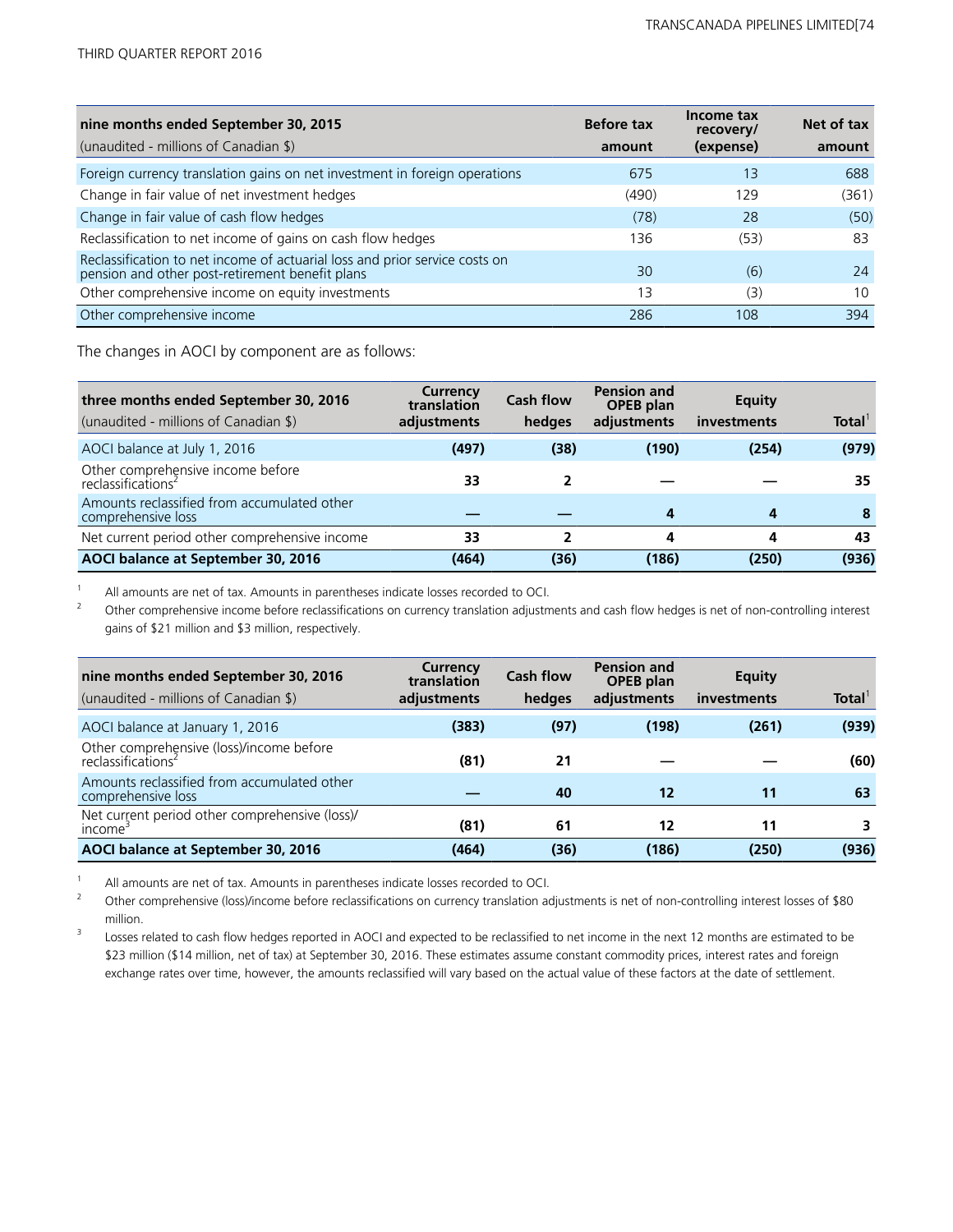| nine months ended September 30, 2015<br>(unaudited - millions of Canadian $) | Before tax amount | Income tax recovery/ (expense) | Net of tax amount |
|---|---|---|---|
| Foreign currency translation gains on net investment in foreign operations | 675 | 13 | 688 |
| Change in fair value of net investment hedges | (490) | 129 | (361) |
| Change in fair value of cash flow hedges | (78) | 28 | (50) |
| Reclassification to net income of gains on cash flow hedges | 136 | (53) | 83 |
| Reclassification to net income of actuarial loss and prior service costs on pension and other post-retirement benefit plans | 30 | (6) | 24 |
| Other comprehensive income on equity investments | 13 | (3) | 10 |
| Other comprehensive income | 286 | 108 | 394 |

The changes in AOCI by component are as follows:

| three months ended September 30, 2016<br>(unaudited - millions of Canadian $) | Currency translation adjustments | Cash flow hedges | Pension and OPEB plan adjustments | Equity investments | Total[1] |
|---|---|---|---|---|---|
| **AOCI balance at July 1, 2016** | **(497)** | **(38)** | **(190)** | **(254)** | **(979)** |
| Other comprehensive income before reclassifications[2] | **33** | **2** | **—** | **—** | **35** |
| Amounts reclassified from accumulated other comprehensive loss | **—** | **—** | **4** | **4** | **8** |
| Net current period other comprehensive income | **33** | **2** | **4** | **4** | **43** |
| **AOCI balance at September 30, 2016** | **(464)** | **(36)** | **(186)** | **(250)** | **(936)** |

1 All amounts are net of tax. Amounts in parentheses indicate losses recorded to OCI.

2 Other comprehensive income before reclassifications on currency translation adjustments and cash flow hedges is net of non-controlling interest gains of $21 million and $3 million, respectively.

| nine months ended September 30, 2016<br>(unaudited - millions of Canadian $) | Currency translation adjustments | Cash flow hedges | Pension and OPEB plan adjustments | Equity investments | Total[1] |
|---|---|---|---|---|---|
| **AOCI balance at January 1, 2016** | **(383)** | **(97)** | **(198)** | **(261)** | **(939)** |
| Other comprehensive (loss)/income before reclassifications[2] | **(81)** | **21** | **—** | **—** | **(60)** |
| Amounts reclassified from accumulated other comprehensive loss | **—** | **40** | **12** | **11** | **63** |
| Net current period other comprehensive (loss)/ income[3] | **(81)** | **61** | **12** | **11** | **3** |
| **AOCI balance at September 30, 2016** | **(464)** | **(36)** | **(186)** | **(250)** | **(936)** |

1 All amounts are net of tax. Amounts in parentheses indicate losses recorded to OCI.

2 Other comprehensive (loss)/income before reclassifications on currency translation adjustments is net of non-controlling interest losses of $80 million.

3 Losses related to cash flow hedges reported in AOCI and expected to be reclassified to net income in the next 12 months are estimated to be $23 million ($14 million, net of tax) at September 30, 2016. These estimates assume constant commodity prices, interest rates and foreign exchange rates over time, however, the amounts reclassified will vary based on the actual value of these factors at the date of settlement.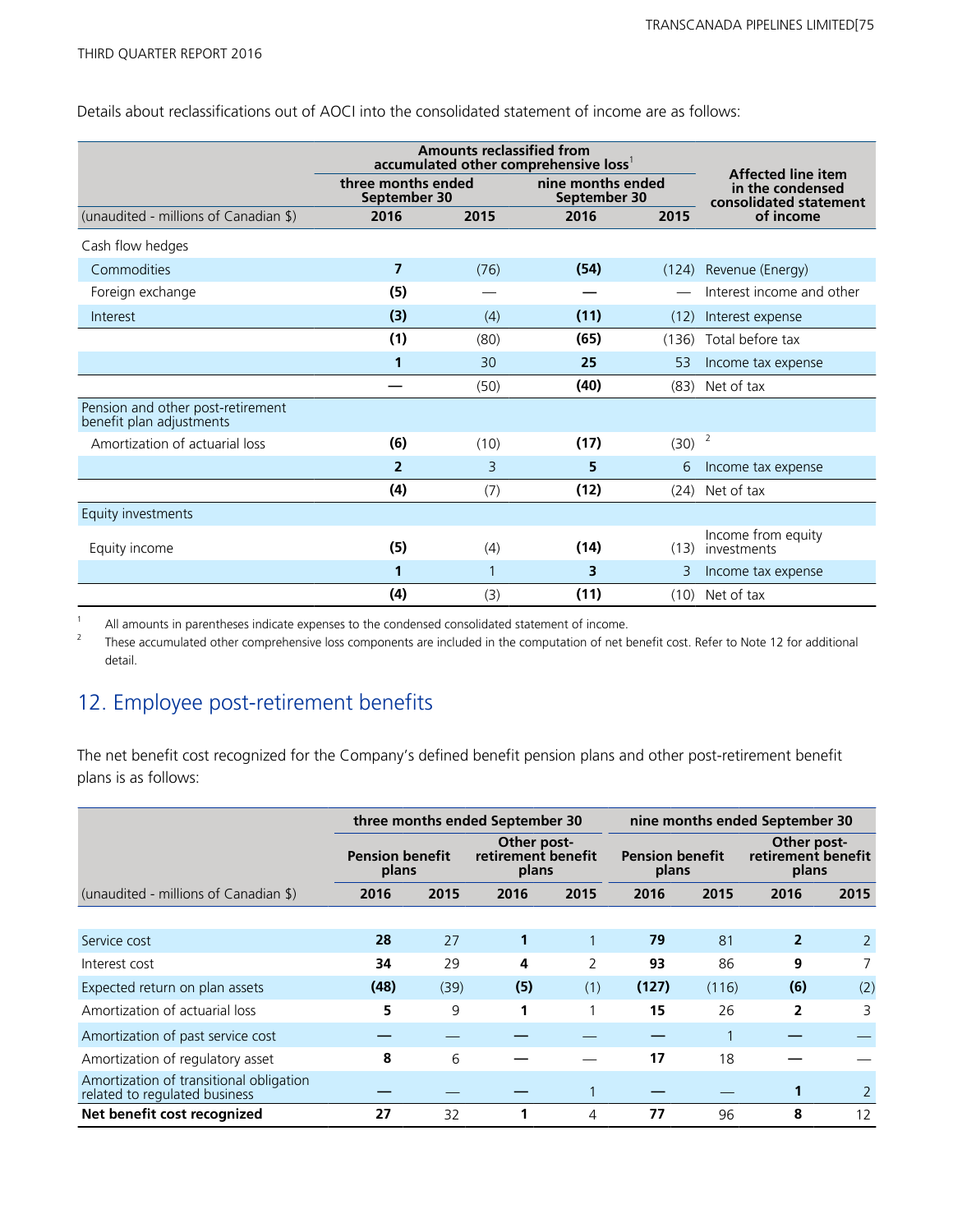Details about reclassifications out of AOCI into the consolidated statement of income are as follows:

| | Amounts reclassified from accumulated other comprehensive loss[1] | | | | Affected line item in the condensed consolidated statement of income |
|---|---|---|---|---|---|
| | three months ended September 30 | | nine months ended September 30 | | |
| (unaudited - millions of Canadian $) | 2016 | 2015 | 2016 | 2015 | |
| Cash flow hedges | | | | | |
| Commodities | **7** | (76) | **(54)** | (124) | Revenue (Energy) |
| Foreign exchange | **(5)** | — | **—** | — | Interest income and other |
| Interest | **(3)** | (4) | **(11)** | (12) | Interest expense |
| | **(1)** | (80) | **(65)** | (136) | Total before tax |
| | **1** | 30 | **25** | 53 | Income tax expense |
| | **—** | (50) | **(40)** | (83) | Net of tax |
| Pension and other post-retirement benefit plan adjustments | | | | | |
| Amortization of actuarial loss | **(6)** | (10) | **(17)** | (30) | [2] |
| | **2** | 3 | **5** | 6 | Income tax expense |
| | **(4)** | (7) | **(12)** | (24) | Net of tax |
| Equity investments | | | | | |
| Equity income | **(5)** | (4) | **(14)** | (13) | Income from equity investments |
| | **1** | 1 | **3** | 3 | Income tax expense |
| | **(4)** | (3) | **(11)** | (10) | Net of tax |

1 All amounts in parentheses indicate expenses to the condensed consolidated statement of income.

2 These accumulated other comprehensive loss components are included in the computation of net benefit cost. Refer to Note 12 for additional detail.

## 12. Employee post-retirement benefits

The net benefit cost recognized for the Company's defined benefit pension plans and other post-retirement benefit plans is as follows:

| | three months ended September 30 | | | | nine months ended September 30 | | | |
|---|---|---|---|---|---|---|---|---|
| | Pension benefit plans | | Other post-retirement benefit plans | | Pension benefit plans | | Other post-retirement benefit plans | |
| (unaudited - millions of Canadian $) | 2016 | 2015 | 2016 | 2015 | 2016 | 2015 | 2016 | 2015 |
| Service cost | **28** | 27 | **1** | 1 | **79** | 81 | **2** | 2 |
| Interest cost | **34** | 29 | **4** | 2 | **93** | 86 | **9** | 7 |
| Expected return on plan assets | **(48)** | (39) | **(5)** | (1) | **(127)** | (116) | **(6)** | (2) |
| Amortization of actuarial loss | **5** | 9 | **1** | 1 | **15** | 26 | **2** | 3 |
| Amortization of past service cost | **—** | — | **—** | — | **—** | 1 | **—** | — |
| Amortization of regulatory asset | **8** | 6 | **—** | — | **17** | 18 | **—** | — |
| Amortization of transitional obligation related to regulated business | **—** | — | **—** | 1 | **—** | — | **1** | 2 |
| **Net benefit cost recognized** | **27** | 32 | **1** | 4 | **77** | 96 | **8** | 12 |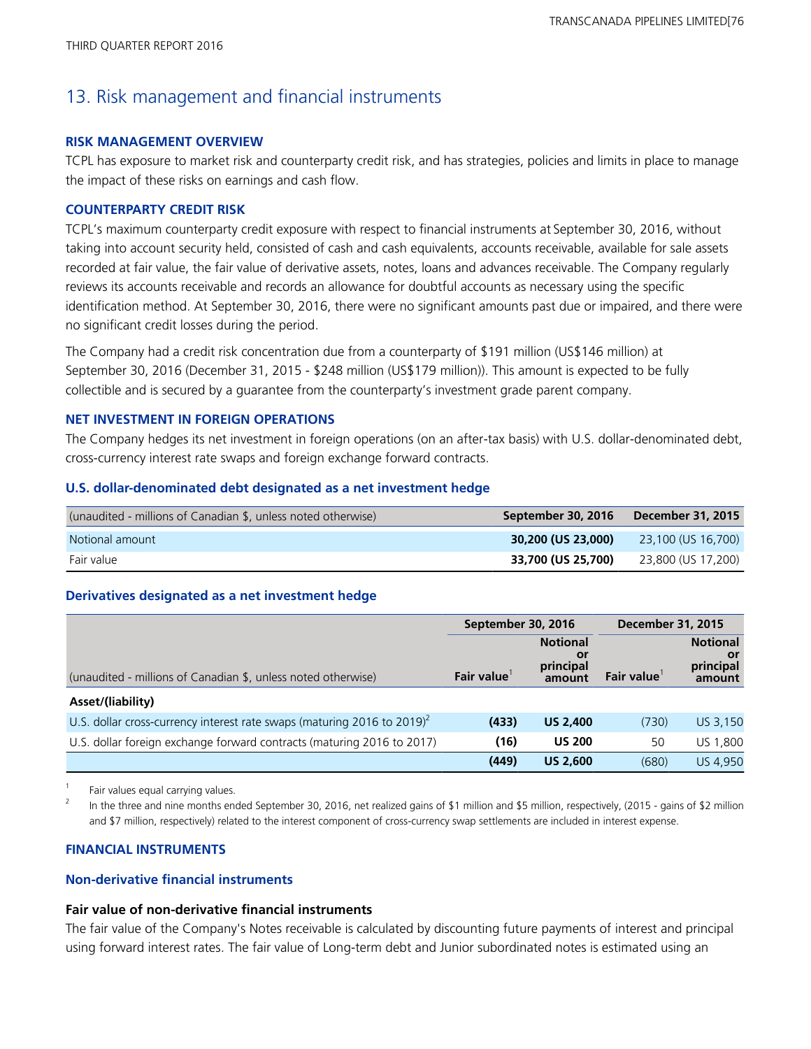# 13. Risk management and financial instruments

### RISK MANAGEMENT OVERVIEW

TCPL has exposure to market risk and counterparty credit risk, and has strategies, policies and limits in place to manage the impact of these risks on earnings and cash flow.

### COUNTERPARTY CREDIT RISK

TCPL's maximum counterparty credit exposure with respect to financial instruments at September 30, 2016, without taking into account security held, consisted of cash and cash equivalents, accounts receivable, available for sale assets recorded at fair value, the fair value of derivative assets, notes, loans and advances receivable. The Company regularly reviews its accounts receivable and records an allowance for doubtful accounts as necessary using the specific identification method. At September 30, 2016, there were no significant amounts past due or impaired, and there were no significant credit losses during the period.

The Company had a credit risk concentration due from a counterparty of $191 million (US$146 million) at September 30, 2016 (December 31, 2015 - $248 million (US$179 million)). This amount is expected to be fully collectible and is secured by a guarantee from the counterparty's investment grade parent company.

### NET INVESTMENT IN FOREIGN OPERATIONS

The Company hedges its net investment in foreign operations (on an after-tax basis) with U.S. dollar-denominated debt, cross-currency interest rate swaps and foreign exchange forward contracts.

### U.S. dollar-denominated debt designated as a net investment hedge

| (unaudited - millions of Canadian $, unless noted otherwise) | September 30, 2016 | December 31, 2015 |
|---|---|---|
| Notional amount | **30,200 (US 23,000)** | 23,100 (US 16,700) |
| Fair value | **33,700 (US 25,700)** | 23,800 (US 17,200) |

### Derivatives designated as a net investment hedge

| | September 30, 2016 | | December 31, 2015 | |
|---|---|---|---|---|
| (unaudited - millions of Canadian $, unless noted otherwise) | Fair value[1] | Notional or principal amount | Fair value[1] | Notional or principal amount |
| **Asset/(liability)** | | | | |
| U.S. dollar cross-currency interest rate swaps (maturing 2016 to 2019)[2] | **(433)** | **US 2,400** | (730) | US 3,150 |
| U.S. dollar foreign exchange forward contracts (maturing 2016 to 2017) | **(16)** | **US 200** | 50 | US 1,800 |
| | **(449)** | **US 2,600** | (680) | US 4,950 |

1 Fair values equal carrying values.

2 In the three and nine months ended September 30, 2016, net realized gains of $1 million and $5 million, respectively, (2015 - gains of $2 million and $7 million, respectively) related to the interest component of cross-currency swap settlements are included in interest expense.

### FINANCIAL INSTRUMENTS

### Non-derivative financial instruments

#### Fair value of non-derivative financial instruments

The fair value of the Company's Notes receivable is calculated by discounting future payments of interest and principal using forward interest rates. The fair value of Long-term debt and Junior subordinated notes is estimated using an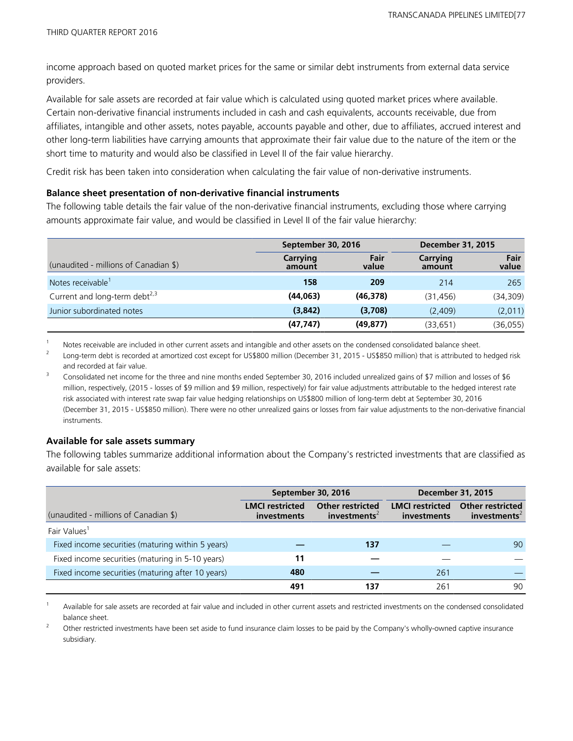income approach based on quoted market prices for the same or similar debt instruments from external data service providers.

Available for sale assets are recorded at fair value which is calculated using quoted market prices where available. Certain non-derivative financial instruments included in cash and cash equivalents, accounts receivable, due from affiliates, intangible and other assets, notes payable, accounts payable and other, due to affiliates, accrued interest and other long-term liabilities have carrying amounts that approximate their fair value due to the nature of the item or the short time to maturity and would also be classified in Level II of the fair value hierarchy.

Credit risk has been taken into consideration when calculating the fair value of non-derivative instruments.

**Balance sheet presentation of non-derivative financial instruments**

The following table details the fair value of the non-derivative financial instruments, excluding those where carrying amounts approximate fair value, and would be classified in Level II of the fair value hierarchy:

| | September 30, 2016 | | December 31, 2015 | |
|---|---|---|---|---|
| (unaudited - millions of Canadian $) | Carrying amount | Fair value | Carrying amount | Fair value |
| Notes receivable[1] | **158** | **209** | 214 | 265 |
| Current and long-term debt[2,3] | **(44,063)** | **(46,378)** | (31,456) | (34,309) |
| Junior subordinated notes | **(3,842)** | **(3,708)** | (2,409) | (2,011) |
| | **(47,747)** | **(49,877)** | (33,651) | (36,055) |

1 Notes receivable are included in other current assets and intangible and other assets on the condensed consolidated balance sheet.

2 Long-term debt is recorded at amortized cost except for US$800 million (December 31, 2015 - US$850 million) that is attributed to hedged risk and recorded at fair value.

3 Consolidated net income for the three and nine months ended September 30, 2016 included unrealized gains of $7 million and losses of $6 million, respectively, (2015 - losses of $9 million and $9 million, respectively) for fair value adjustments attributable to the hedged interest rate risk associated with interest rate swap fair value hedging relationships on US$800 million of long-term debt at September 30, 2016 (December 31, 2015 - US$850 million). There were no other unrealized gains or losses from fair value adjustments to the non-derivative financial instruments.

**Available for sale assets summary**

The following tables summarize additional information about the Company's restricted investments that are classified as available for sale assets:

| | September 30, 2016 | | December 31, 2015 | |
|---|---|---|---|---|
| (unaudited - millions of Canadian $) | LMCI restricted investments | Other restricted investments[2] | LMCI restricted investments | Other restricted investments[2] |
| Fair Values[1] | | | | |
| Fixed income securities (maturing within 5 years) | **—** | **137** | — | 90 |
| Fixed income securities (maturing in 5-10 years) | **11** | **—** | — | — |
| Fixed income securities (maturing after 10 years) | **480** | **—** | 261 | — |
| | **491** | **137** | 261 | 90 |

1 Available for sale assets are recorded at fair value and included in other current assets and restricted investments on the condensed consolidated balance sheet.

2 Other restricted investments have been set aside to fund insurance claim losses to be paid by the Company's wholly-owned captive insurance subsidiary.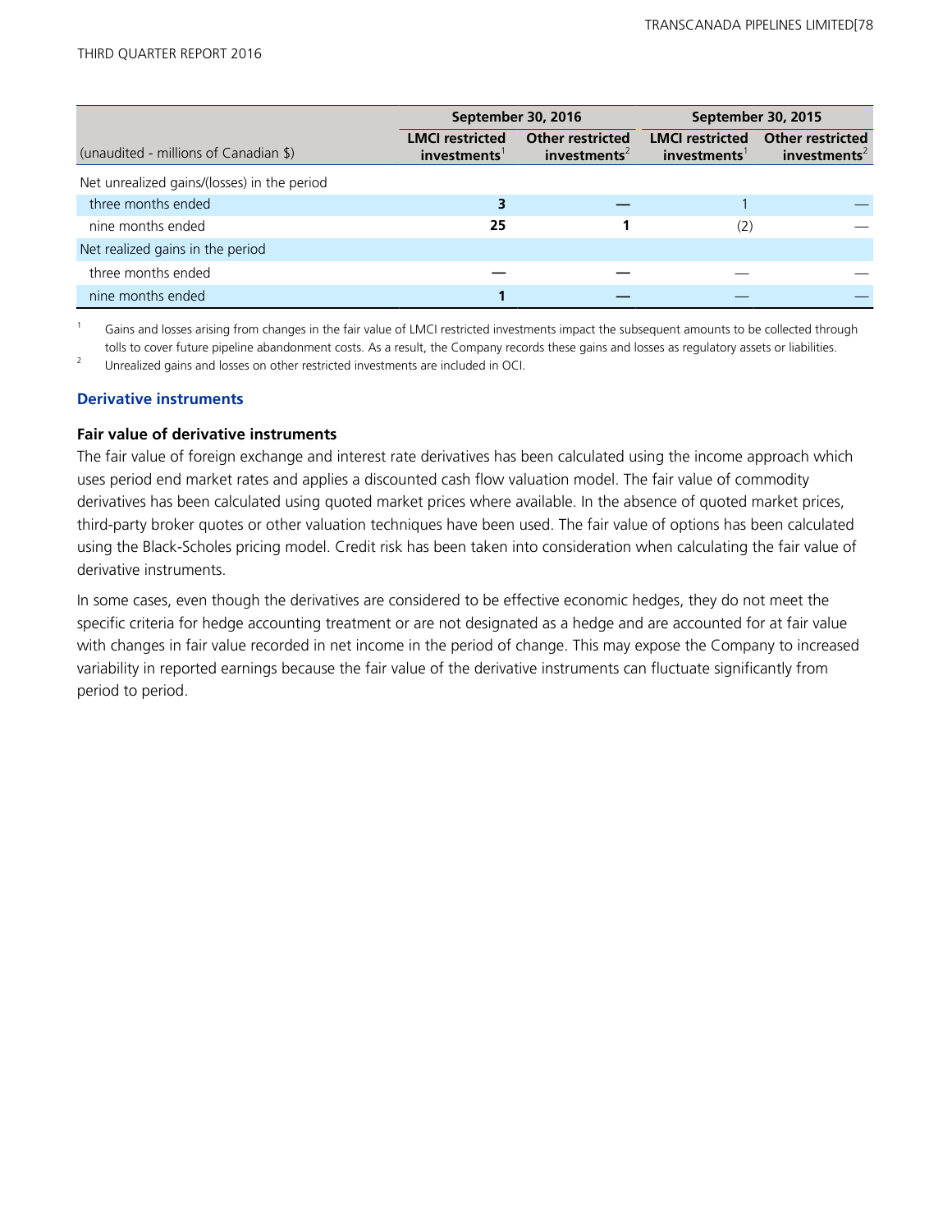| (unaudited - millions of Canadian $) | September 30, 2016 | | September 30, 2015 | |
|---|---|---|---|---|
| | LMCI restricted investments[1] | Other restricted investments[2] | LMCI restricted investments[1] | Other restricted investments[2] |
| Net unrealized gains/(losses) in the period | | | | |
| three months ended | **3** | **—** | 1 | — |
| nine months ended | **25** | **1** | (2) | — |
| Net realized gains in the period | | | | |
| three months ended | **—** | **—** | — | — |
| nine months ended | **1** | **—** | — | — |

1 Gains and losses arising from changes in the fair value of LMCI restricted investments impact the subsequent amounts to be collected through tolls to cover future pipeline abandonment costs. As a result, the Company records these gains and losses as regulatory assets or liabilities.

2 Unrealized gains and losses on other restricted investments are included in OCI.

## Derivative instruments

### Fair value of derivative instruments

The fair value of foreign exchange and interest rate derivatives has been calculated using the income approach which uses period end market rates and applies a discounted cash flow valuation model. The fair value of commodity derivatives has been calculated using quoted market prices where available. In the absence of quoted market prices, third-party broker quotes or other valuation techniques have been used. The fair value of options has been calculated using the Black-Scholes pricing model. Credit risk has been taken into consideration when calculating the fair value of derivative instruments.

In some cases, even though the derivatives are considered to be effective economic hedges, they do not meet the specific criteria for hedge accounting treatment or are not designated as a hedge and are accounted for at fair value with changes in fair value recorded in net income in the period of change. This may expose the Company to increased variability in reported earnings because the fair value of the derivative instruments can fluctuate significantly from period to period.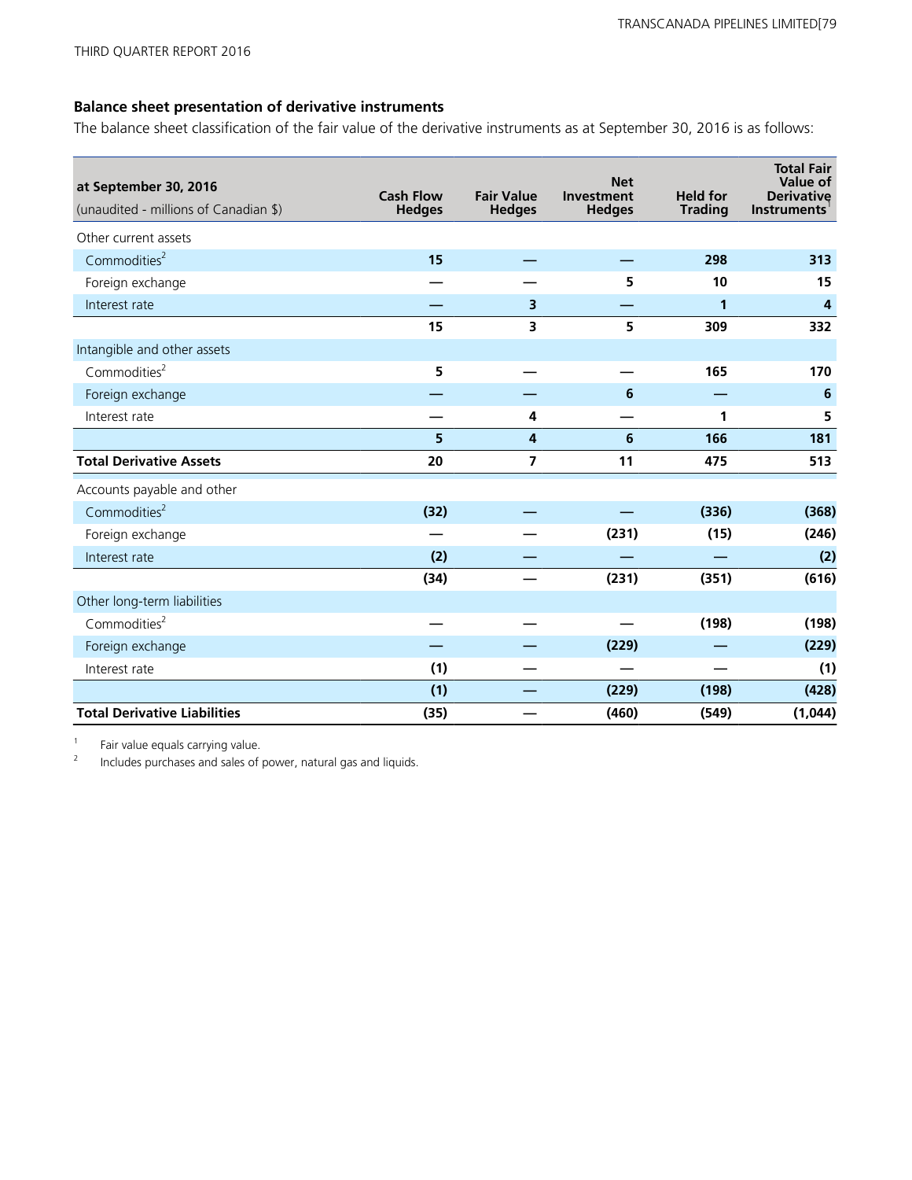## Balance sheet presentation of derivative instruments

The balance sheet classification of the fair value of the derivative instruments as at September 30, 2016 is as follows:

| at September 30, 2016<br>(unaudited - millions of Canadian $) | Cash Flow Hedges | Fair Value Hedges | Net Investment Hedges | Held for Trading | Total Fair Value of Derivative Instruments[1] |
|---|---|---|---|---|---|
| Other current assets | | | | | |
| Commodities[2] | 15 | — | — | 298 | 313 |
| Foreign exchange | — | — | 5 | 10 | 15 |
| Interest rate | — | 3 | — | 1 | 4 |
| | 15 | 3 | 5 | 309 | 332 |
| Intangible and other assets | | | | | |
| Commodities[2] | 5 | — | — | 165 | 170 |
| Foreign exchange | — | — | 6 | — | 6 |
| Interest rate | — | 4 | — | 1 | 5 |
| | 5 | 4 | 6 | 166 | 181 |
| **Total Derivative Assets** | 20 | 7 | 11 | 475 | 513 |
| Accounts payable and other | | | | | |
| Commodities[2] | (32) | — | — | (336) | (368) |
| Foreign exchange | — | — | (231) | (15) | (246) |
| Interest rate | (2) | — | — | — | (2) |
| | (34) | — | (231) | (351) | (616) |
| Other long-term liabilities | | | | | |
| Commodities[2] | — | — | — | (198) | (198) |
| Foreign exchange | — | — | (229) | — | (229) |
| Interest rate | (1) | — | — | — | (1) |
| | (1) | — | (229) | (198) | (428) |
| **Total Derivative Liabilities** | (35) | — | (460) | (549) | (1,044) |

1 Fair value equals carrying value.

2 Includes purchases and sales of power, natural gas and liquids.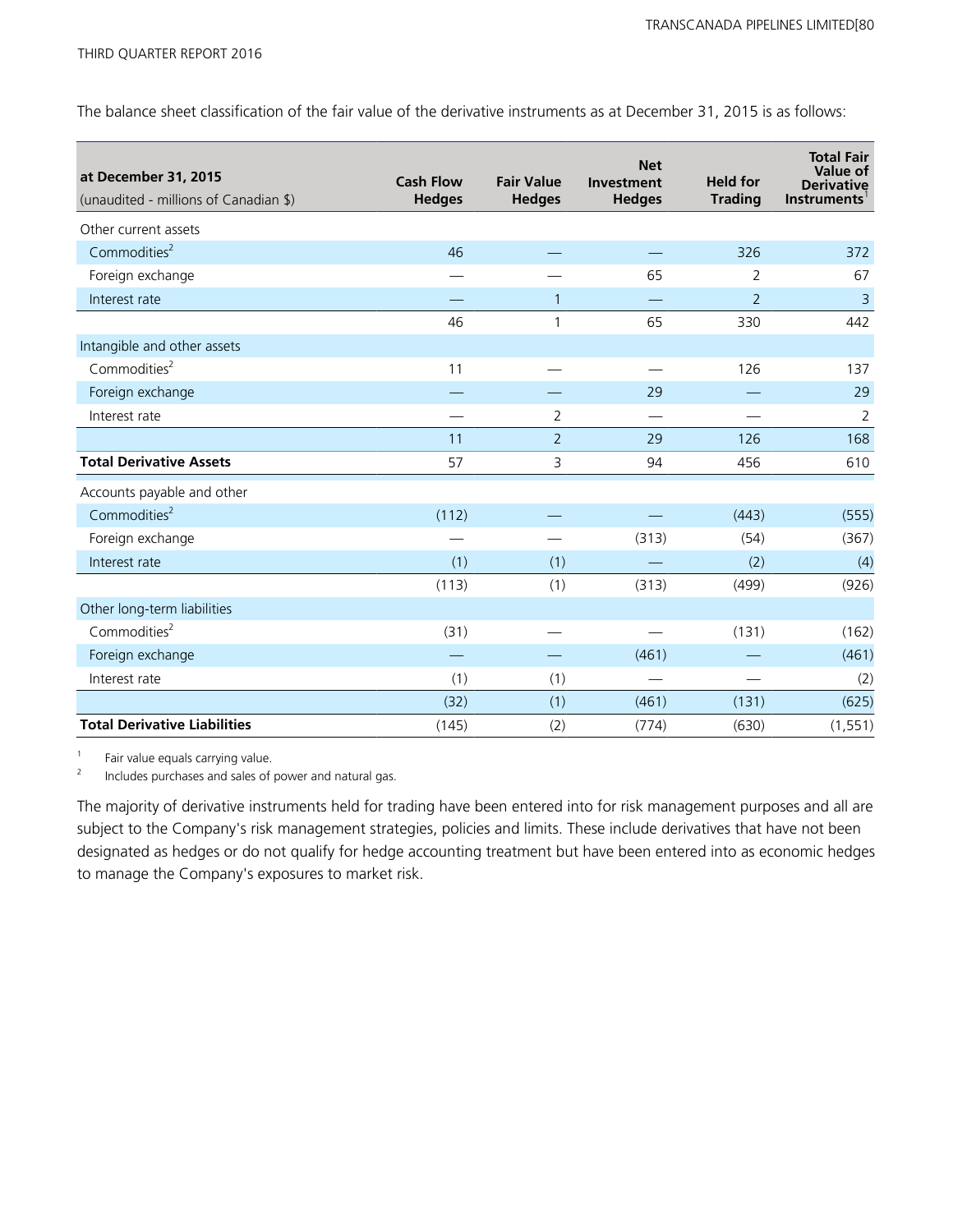The balance sheet classification of the fair value of the derivative instruments as at December 31, 2015 is as follows:

| at December 31, 2015 (unaudited - millions of Canadian $) | Cash Flow Hedges | Fair Value Hedges | Net Investment Hedges | Held for Trading | Total Fair Value of Derivative Instruments[1] |
|---|---|---|---|---|---|
| Other current assets | | | | | |
| Commodities[2] | 46 | — | — | 326 | 372 |
| Foreign exchange | — | — | 65 | 2 | 67 |
| Interest rate | — | 1 | — | 2 | 3 |
| | 46 | 1 | 65 | 330 | 442 |
| Intangible and other assets | | | | | |
| Commodities[2] | 11 | — | — | 126 | 137 |
| Foreign exchange | — | — | 29 | — | 29 |
| Interest rate | — | 2 | — | — | 2 |
| | 11 | 2 | 29 | 126 | 168 |
| **Total Derivative Assets** | 57 | 3 | 94 | 456 | 610 |
| Accounts payable and other | | | | | |
| Commodities[2] | (112) | — | — | (443) | (555) |
| Foreign exchange | — | — | (313) | (54) | (367) |
| Interest rate | (1) | (1) | — | (2) | (4) |
| | (113) | (1) | (313) | (499) | (926) |
| Other long-term liabilities | | | | | |
| Commodities[2] | (31) | — | — | (131) | (162) |
| Foreign exchange | — | — | (461) | — | (461) |
| Interest rate | (1) | (1) | — | — | (2) |
| | (32) | (1) | (461) | (131) | (625) |
| **Total Derivative Liabilities** | (145) | (2) | (774) | (630) | (1,551) |

1 Fair value equals carrying value.
2 Includes purchases and sales of power and natural gas.

The majority of derivative instruments held for trading have been entered into for risk management purposes and all are subject to the Company's risk management strategies, policies and limits. These include derivatives that have not been designated as hedges or do not qualify for hedge accounting treatment but have been entered into as economic hedges to manage the Company's exposures to market risk.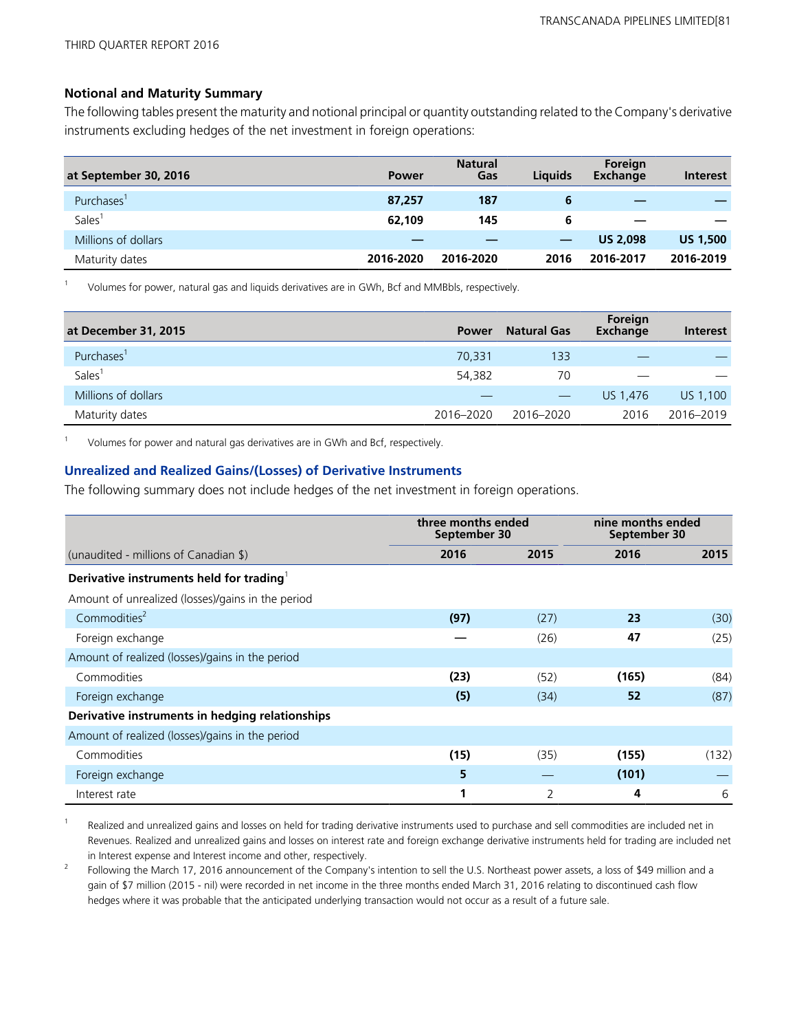### Notional and Maturity Summary

The following tables present the maturity and notional principal or quantity outstanding related to the Company's derivative instruments excluding hedges of the net investment in foreign operations:

| at September 30, 2016 | Power | Natural Gas | Liquids | Foreign Exchange | Interest |
|---|---|---|---|---|---|
| Purchases[1] | **87,257** | **187** | **6** | **—** | **—** |
| Sales[1] | **62,109** | **145** | **6** | **—** | **—** |
| Millions of dollars | **—** | **—** | **—** | **US 2,098** | **US 1,500** |
| Maturity dates | **2016-2020** | **2016-2020** | **2016** | **2016-2017** | **2016-2019** |

1 Volumes for power, natural gas and liquids derivatives are in GWh, Bcf and MMBbls, respectively.

| at December 31, 2015 | Power | Natural Gas | Foreign Exchange | Interest |
|---|---|---|---|---|
| Purchases[1] | 70,331 | 133 | — | — |
| Sales[1] | 54,382 | 70 | — | — |
| Millions of dollars | — | — | US 1,476 | US 1,100 |
| Maturity dates | 2016–2020 | 2016–2020 | 2016 | 2016–2019 |

1 Volumes for power and natural gas derivatives are in GWh and Bcf, respectively.

### Unrealized and Realized Gains/(Losses) of Derivative Instruments

The following summary does not include hedges of the net investment in foreign operations.

| | three months ended September 30 | | nine months ended September 30 | |
|---|---|---|---|---|
| (unaudited - millions of Canadian $) | **2016** | **2015** | **2016** | **2015** |
| **Derivative instruments held for trading**[1] | | | | |
| Amount of unrealized (losses)/gains in the period | | | | |
| Commodities[2] | **(97)** | (27) | **23** | (30) |
| Foreign exchange | **—** | (26) | **47** | (25) |
| Amount of realized (losses)/gains in the period | | | | |
| Commodities | **(23)** | (52) | **(165)** | (84) |
| Foreign exchange | **(5)** | (34) | **52** | (87) |
| **Derivative instruments in hedging relationships** | | | | |
| Amount of realized (losses)/gains in the period | | | | |
| Commodities | **(15)** | (35) | **(155)** | (132) |
| Foreign exchange | **5** | — | **(101)** | — |
| Interest rate | **1** | 2 | **4** | 6 |

1 Realized and unrealized gains and losses on held for trading derivative instruments used to purchase and sell commodities are included net in Revenues. Realized and unrealized gains and losses on interest rate and foreign exchange derivative instruments held for trading are included net in Interest expense and Interest income and other, respectively.

2 Following the March 17, 2016 announcement of the Company's intention to sell the U.S. Northeast power assets, a loss of $49 million and a gain of $7 million (2015 - nil) were recorded in net income in the three months ended March 31, 2016 relating to discontinued cash flow hedges where it was probable that the anticipated underlying transaction would not occur as a result of a future sale.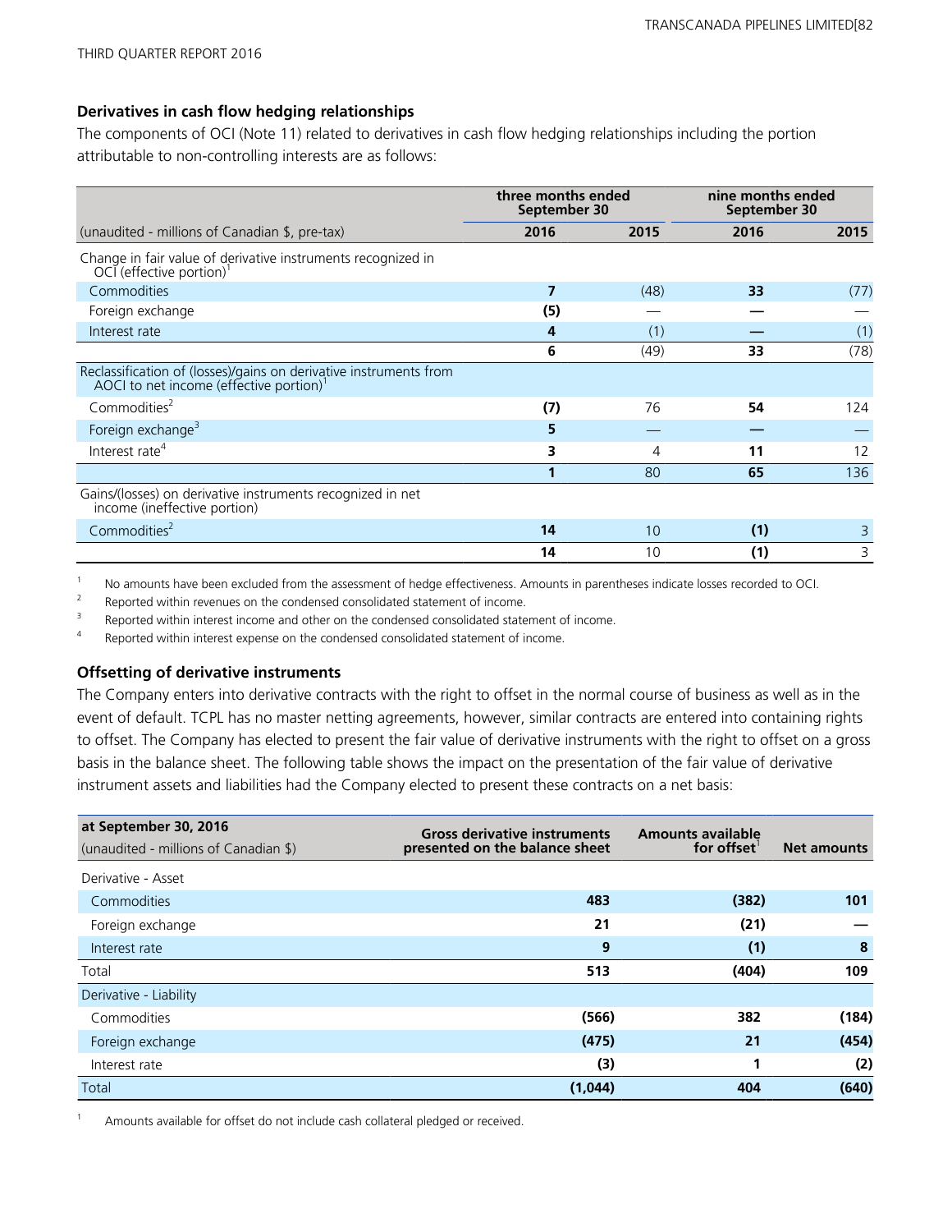### Derivatives in cash flow hedging relationships

The components of OCI (Note 11) related to derivatives in cash flow hedging relationships including the portion attributable to non-controlling interests are as follows:

| | three months ended September 30 | | nine months ended September 30 | |
|---|---|---|---|---|
| (unaudited - millions of Canadian $, pre-tax) | **2016** | 2015 | **2016** | 2015 |
| Change in fair value of derivative instruments recognized in OCI (effective portion)[1] | | | | |
| Commodities | **7** | (48) | **33** | (77) |
| Foreign exchange | **(5)** | — | **—** | — |
| Interest rate | **4** | (1) | **—** | (1) |
| | **6** | (49) | **33** | (78) |
| Reclassification of (losses)/gains on derivative instruments from AOCI to net income (effective portion)[1] | | | | |
| Commodities[2] | **(7)** | 76 | **54** | 124 |
| Foreign exchange[3] | **5** | — | **—** | — |
| Interest rate[4] | **3** | 4 | **11** | 12 |
| | **1** | 80 | **65** | 136 |
| Gains/(losses) on derivative instruments recognized in net income (ineffective portion) | | | | |
| Commodities[2] | **14** | 10 | **(1)** | 3 |
| | **14** | 10 | **(1)** | 3 |

1 No amounts have been excluded from the assessment of hedge effectiveness. Amounts in parentheses indicate losses recorded to OCI.
2 Reported within revenues on the condensed consolidated statement of income.
3 Reported within interest income and other on the condensed consolidated statement of income.
4 Reported within interest expense on the condensed consolidated statement of income.

### Offsetting of derivative instruments

The Company enters into derivative contracts with the right to offset in the normal course of business as well as in the event of default. TCPL has no master netting agreements, however, similar contracts are entered into containing rights to offset. The Company has elected to present the fair value of derivative instruments with the right to offset on a gross basis in the balance sheet. The following table shows the impact on the presentation of the fair value of derivative instrument assets and liabilities had the Company elected to present these contracts on a net basis:

| at September 30, 2016 (unaudited - millions of Canadian $) | Gross derivative instruments presented on the balance sheet | Amounts available for offset[1] | Net amounts |
|---|---|---|---|
| Derivative - Asset | | | |
| Commodities | **483** | **(382)** | **101** |
| Foreign exchange | **21** | **(21)** | **—** |
| Interest rate | **9** | **(1)** | **8** |
| Total | **513** | **(404)** | **109** |
| Derivative - Liability | | | |
| Commodities | **(566)** | **382** | **(184)** |
| Foreign exchange | **(475)** | **21** | **(454)** |
| Interest rate | **(3)** | **1** | **(2)** |
| Total | **(1,044)** | **404** | **(640)** |

1 Amounts available for offset do not include cash collateral pledged or received.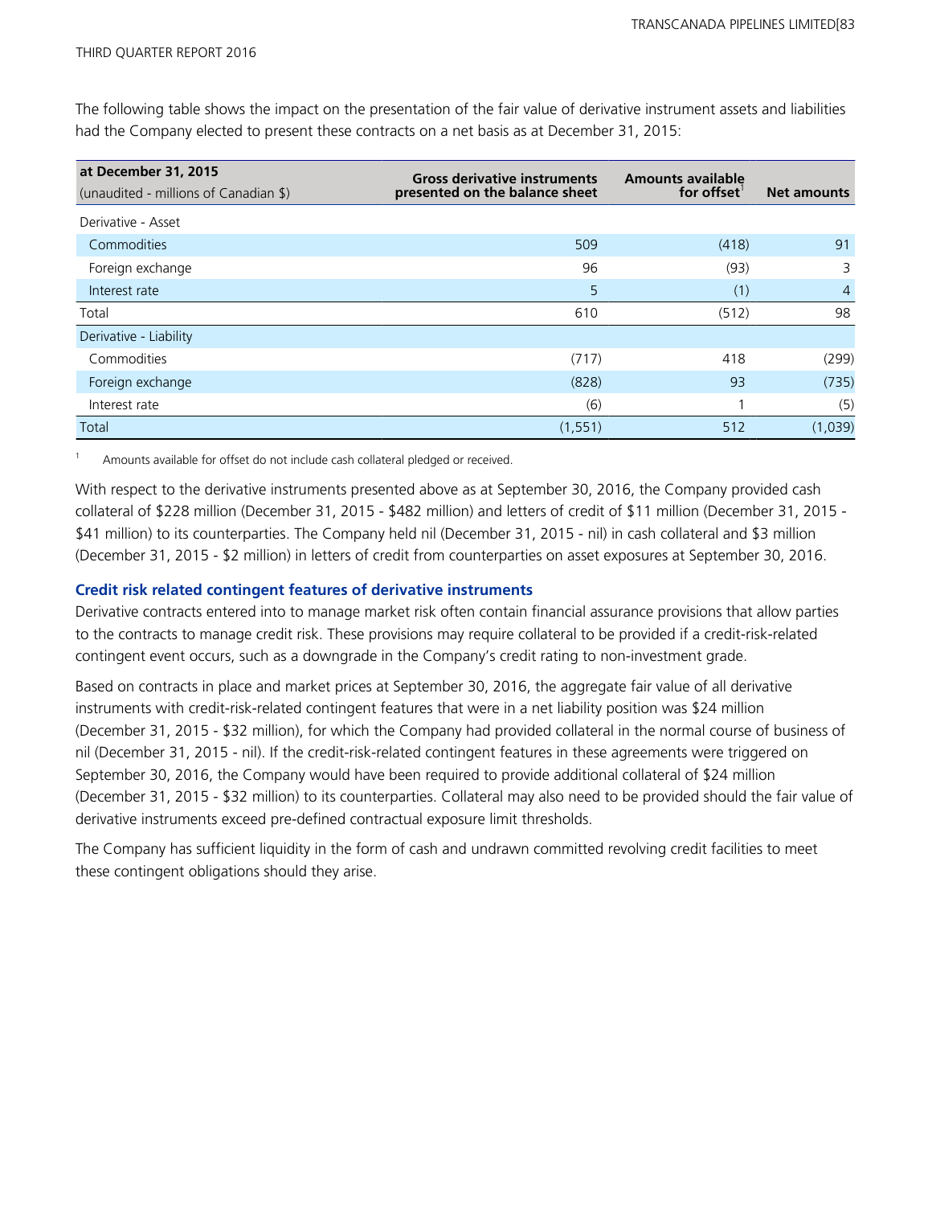The following table shows the impact on the presentation of the fair value of derivative instrument assets and liabilities had the Company elected to present these contracts on a net basis as at December 31, 2015:

| at December 31, 2015 (unaudited - millions of Canadian $) | Gross derivative instruments presented on the balance sheet | Amounts available for offset[1] | Net amounts |
|---|---|---|---|
| Derivative - Asset | | | |
| Commodities | 509 | (418) | 91 |
| Foreign exchange | 96 | (93) | 3 |
| Interest rate | 5 | (1) | 4 |
| Total | 610 | (512) | 98 |
| Derivative - Liability | | | |
| Commodities | (717) | 418 | (299) |
| Foreign exchange | (828) | 93 | (735) |
| Interest rate | (6) | 1 | (5) |
| Total | (1,551) | 512 | (1,039) |

[1] Amounts available for offset do not include cash collateral pledged or received.

With respect to the derivative instruments presented above as at September 30, 2016, the Company provided cash collateral of $228 million (December 31, 2015 - $482 million) and letters of credit of $11 million (December 31, 2015 - $41 million) to its counterparties. The Company held nil (December 31, 2015 - nil) in cash collateral and $3 million (December 31, 2015 - $2 million) in letters of credit from counterparties on asset exposures at September 30, 2016.

### Credit risk related contingent features of derivative instruments

Derivative contracts entered into to manage market risk often contain financial assurance provisions that allow parties to the contracts to manage credit risk. These provisions may require collateral to be provided if a credit-risk-related contingent event occurs, such as a downgrade in the Company's credit rating to non-investment grade.

Based on contracts in place and market prices at September 30, 2016, the aggregate fair value of all derivative instruments with credit-risk-related contingent features that were in a net liability position was $24 million (December 31, 2015 - $32 million), for which the Company had provided collateral in the normal course of business of nil (December 31, 2015 - nil). If the credit-risk-related contingent features in these agreements were triggered on September 30, 2016, the Company would have been required to provide additional collateral of $24 million (December 31, 2015 - $32 million) to its counterparties. Collateral may also need to be provided should the fair value of derivative instruments exceed pre-defined contractual exposure limit thresholds.

The Company has sufficient liquidity in the form of cash and undrawn committed revolving credit facilities to meet these contingent obligations should they arise.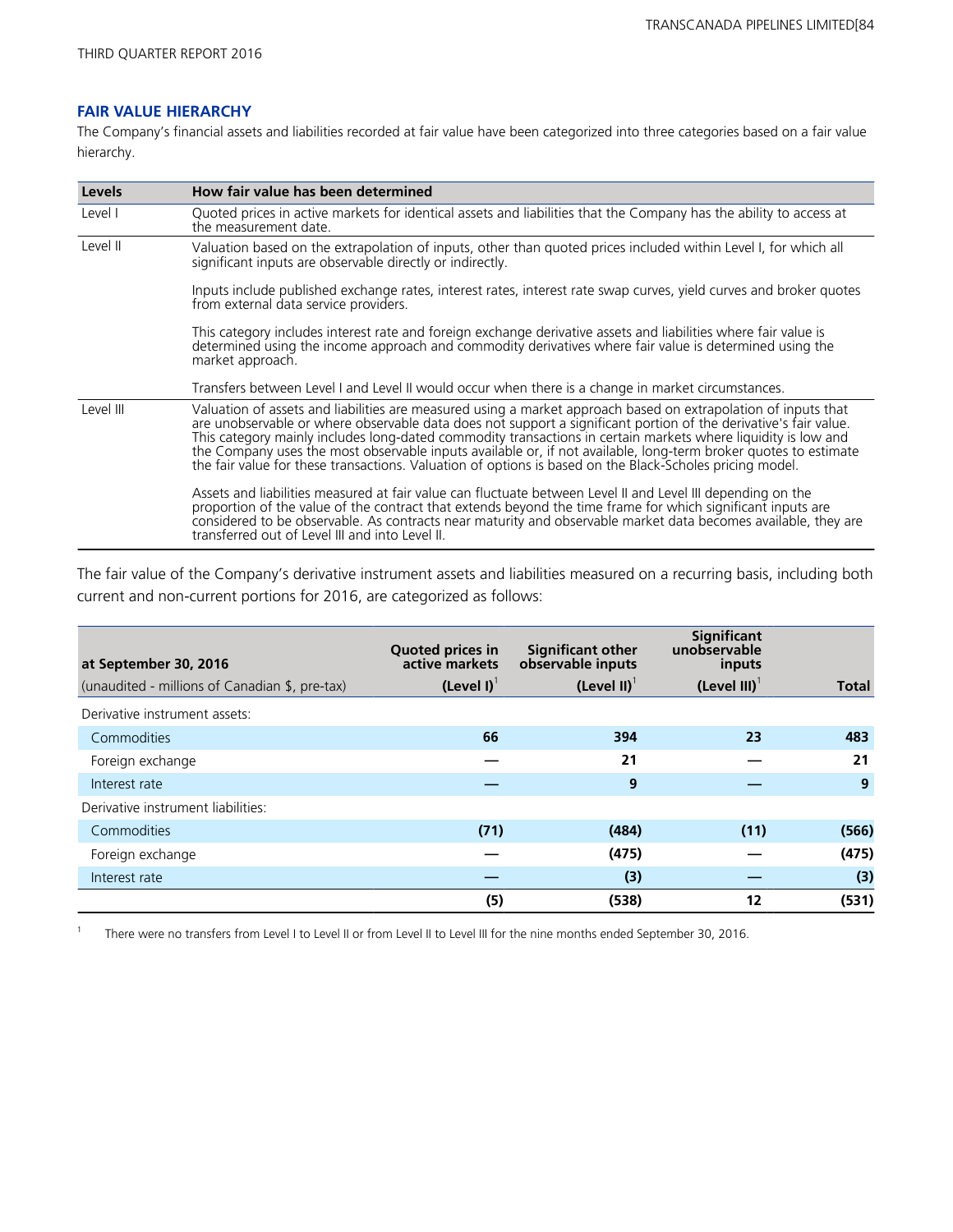## FAIR VALUE HIERARCHY

The Company's financial assets and liabilities recorded at fair value have been categorized into three categories based on a fair value hierarchy.

| Levels | How fair value has been determined |
|---|---|
| Level I | Quoted prices in active markets for identical assets and liabilities that the Company has the ability to access at the measurement date. |
| Level II | Valuation based on the extrapolation of inputs, other than quoted prices included within Level I, for which all significant inputs are observable directly or indirectly.<br><br>Inputs include published exchange rates, interest rates, interest rate swap curves, yield curves and broker quotes from external data service providers.<br><br>This category includes interest rate and foreign exchange derivative assets and liabilities where fair value is determined using the income approach and commodity derivatives where fair value is determined using the market approach.<br><br>Transfers between Level I and Level II would occur when there is a change in market circumstances. |
| Level III | Valuation of assets and liabilities are measured using a market approach based on extrapolation of inputs that are unobservable or where observable data does not support a significant portion of the derivative's fair value. This category mainly includes long-dated commodity transactions in certain markets where liquidity is low and the Company uses the most observable inputs available or, if not available, long-term broker quotes to estimate the fair value for these transactions. Valuation of options is based on the Black-Scholes pricing model.<br><br>Assets and liabilities measured at fair value can fluctuate between Level II and Level III depending on the proportion of the value of the contract that extends beyond the time frame for which significant inputs are considered to be observable. As contracts near maturity and observable market data becomes available, they are transferred out of Level III and into Level II. |

The fair value of the Company's derivative instrument assets and liabilities measured on a recurring basis, including both current and non-current portions for 2016, are categorized as follows:

| at September 30, 2016<br>(unaudited - millions of Canadian $, pre-tax) | Quoted prices in active markets<br>(Level I)[1] | Significant other observable inputs<br>(Level II)[1] | Significant unobservable inputs<br>(Level III)[1] | Total |
|---|---|---|---|---|
| Derivative instrument assets: | | | | |
| Commodities | 66 | 394 | 23 | 483 |
| Foreign exchange | — | 21 | — | 21 |
| Interest rate | — | 9 | — | 9 |
| Derivative instrument liabilities: | | | | |
| Commodities | (71) | (484) | (11) | (566) |
| Foreign exchange | — | (475) | — | (475) |
| Interest rate | — | (3) | — | (3) |
| | (5) | (538) | 12 | (531) |

1 There were no transfers from Level I to Level II or from Level II to Level III for the nine months ended September 30, 2016.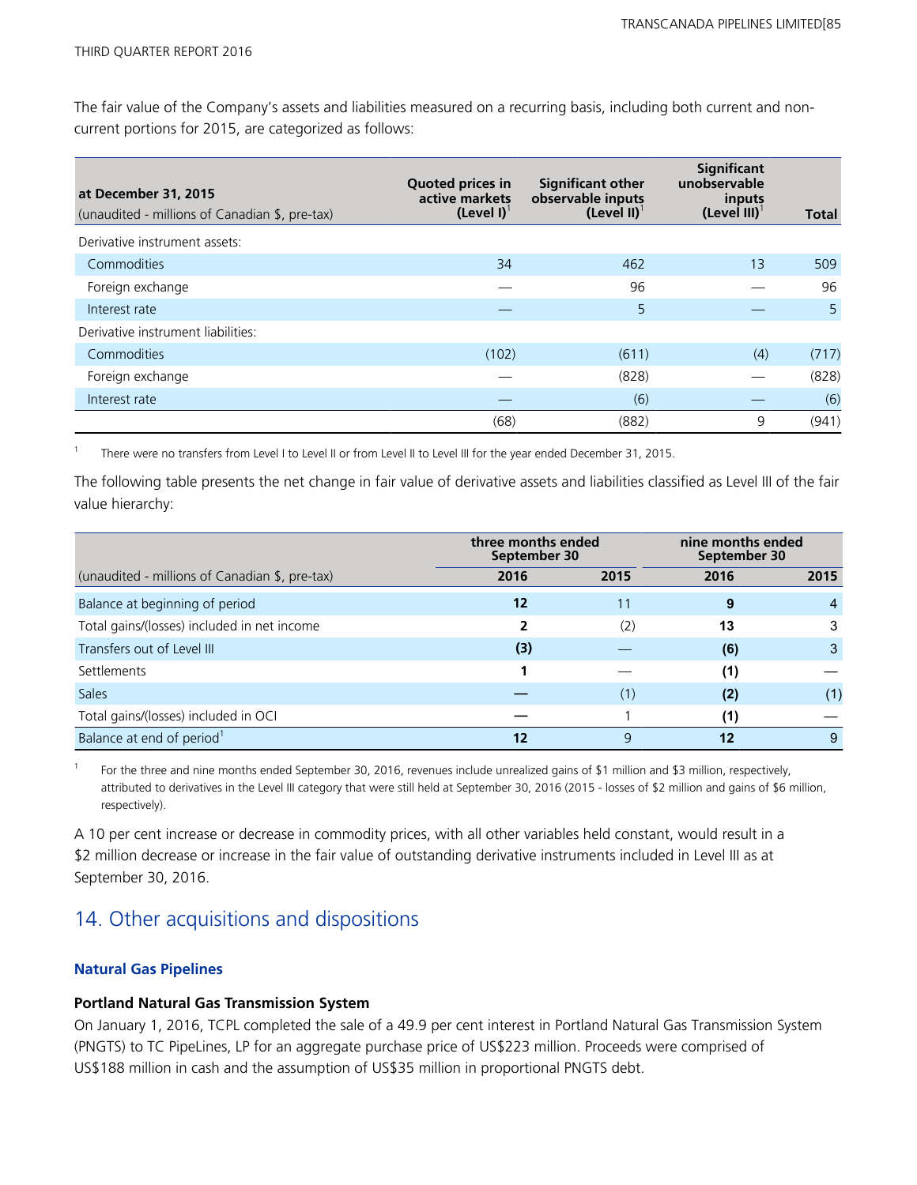The fair value of the Company's assets and liabilities measured on a recurring basis, including both current and non-current portions for 2015, are categorized as follows:

| at December 31, 2015<br>(unaudited - millions of Canadian $, pre-tax) | Quoted prices in active markets (Level I)[1] | Significant other observable inputs (Level II)[1] | Significant unobservable inputs (Level III)[1] | Total |
|---|---|---|---|---|
| Derivative instrument assets: | | | | |
| Commodities | 34 | 462 | 13 | 509 |
| Foreign exchange | — | 96 | — | 96 |
| Interest rate | — | 5 | — | 5 |
| Derivative instrument liabilities: | | | | |
| Commodities | (102) | (611) | (4) | (717) |
| Foreign exchange | — | (828) | — | (828) |
| Interest rate | — | (6) | — | (6) |
| | (68) | (882) | 9 | (941) |

1 There were no transfers from Level I to Level II or from Level II to Level III for the year ended December 31, 2015.

The following table presents the net change in fair value of derivative assets and liabilities classified as Level III of the fair value hierarchy:

| | three months ended September 30 | | nine months ended September 30 | |
|---|---|---|---|---|
| (unaudited - millions of Canadian $, pre-tax) | **2016** | 2015 | **2016** | 2015 |
| Balance at beginning of period | **12** | 11 | **9** | 4 |
| Total gains/(losses) included in net income | **2** | (2) | **13** | 3 |
| Transfers out of Level III | **(3)** | — | **(6)** | 3 |
| Settlements | **1** | — | **(1)** | — |
| Sales | **—** | (1) | **(2)** | (1) |
| Total gains/(losses) included in OCI | **—** | 1 | **(1)** | — |
| Balance at end of period[1] | **12** | 9 | **12** | 9 |

1 For the three and nine months ended September 30, 2016, revenues include unrealized gains of $1 million and $3 million, respectively, attributed to derivatives in the Level III category that were still held at September 30, 2016 (2015 - losses of $2 million and gains of $6 million, respectively).

A 10 per cent increase or decrease in commodity prices, with all other variables held constant, would result in a $2 million decrease or increase in the fair value of outstanding derivative instruments included in Level III as at September 30, 2016.

## 14. Other acquisitions and dispositions

### Natural Gas Pipelines

#### Portland Natural Gas Transmission System

On January 1, 2016, TCPL completed the sale of a 49.9 per cent interest in Portland Natural Gas Transmission System (PNGTS) to TC PipeLines, LP for an aggregate purchase price of US$223 million. Proceeds were comprised of US$188 million in cash and the assumption of US$35 million in proportional PNGTS debt.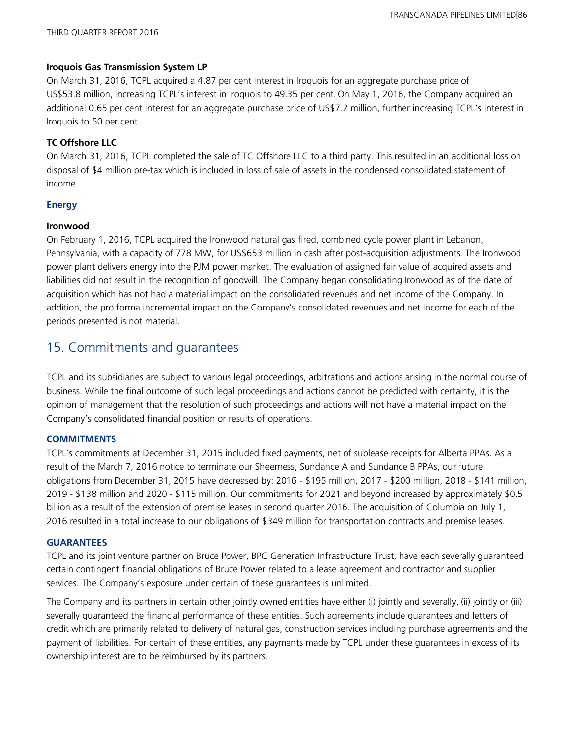**Iroquois Gas Transmission System LP**

On March 31, 2016, TCPL acquired a 4.87 per cent interest in Iroquois for an aggregate purchase price of US$53.8 million, increasing TCPL's interest in Iroquois to 49.35 per cent. On May 1, 2016, the Company acquired an additional 0.65 per cent interest for an aggregate purchase price of US$7.2 million, further increasing TCPL's interest in Iroquois to 50 per cent.

**TC Offshore LLC**

On March 31, 2016, TCPL completed the sale of TC Offshore LLC to a third party. This resulted in an additional loss on disposal of $4 million pre-tax which is included in loss of sale of assets in the condensed consolidated statement of income.

### Energy

**Ironwood**

On February 1, 2016, TCPL acquired the Ironwood natural gas fired, combined cycle power plant in Lebanon, Pennsylvania, with a capacity of 778 MW, for US$653 million in cash after post-acquisition adjustments. The Ironwood power plant delivers energy into the PJM power market. The evaluation of assigned fair value of acquired assets and liabilities did not result in the recognition of goodwill. The Company began consolidating Ironwood as of the date of acquisition which has not had a material impact on the consolidated revenues and net income of the Company. In addition, the pro forma incremental impact on the Company's consolidated revenues and net income for each of the periods presented is not material.

## 15. Commitments and guarantees

TCPL and its subsidiaries are subject to various legal proceedings, arbitrations and actions arising in the normal course of business. While the final outcome of such legal proceedings and actions cannot be predicted with certainty, it is the opinion of management that the resolution of such proceedings and actions will not have a material impact on the Company's consolidated financial position or results of operations.

### COMMITMENTS

TCPL's commitments at December 31, 2015 included fixed payments, net of sublease receipts for Alberta PPAs. As a result of the March 7, 2016 notice to terminate our Sheerness, Sundance A and Sundance B PPAs, our future obligations from December 31, 2015 have decreased by: 2016 - $195 million, 2017 - $200 million, 2018 - $141 million, 2019 - $138 million and 2020 - $115 million. Our commitments for 2021 and beyond increased by approximately $0.5 billion as a result of the extension of premise leases in second quarter 2016. The acquisition of Columbia on July 1, 2016 resulted in a total increase to our obligations of $349 million for transportation contracts and premise leases.

### GUARANTEES

TCPL and its joint venture partner on Bruce Power, BPC Generation Infrastructure Trust, have each severally guaranteed certain contingent financial obligations of Bruce Power related to a lease agreement and contractor and supplier services. The Company's exposure under certain of these guarantees is unlimited.

The Company and its partners in certain other jointly owned entities have either (i) jointly and severally, (ii) jointly or (iii) severally guaranteed the financial performance of these entities. Such agreements include guarantees and letters of credit which are primarily related to delivery of natural gas, construction services including purchase agreements and the payment of liabilities. For certain of these entities, any payments made by TCPL under these guarantees in excess of its ownership interest are to be reimbursed by its partners.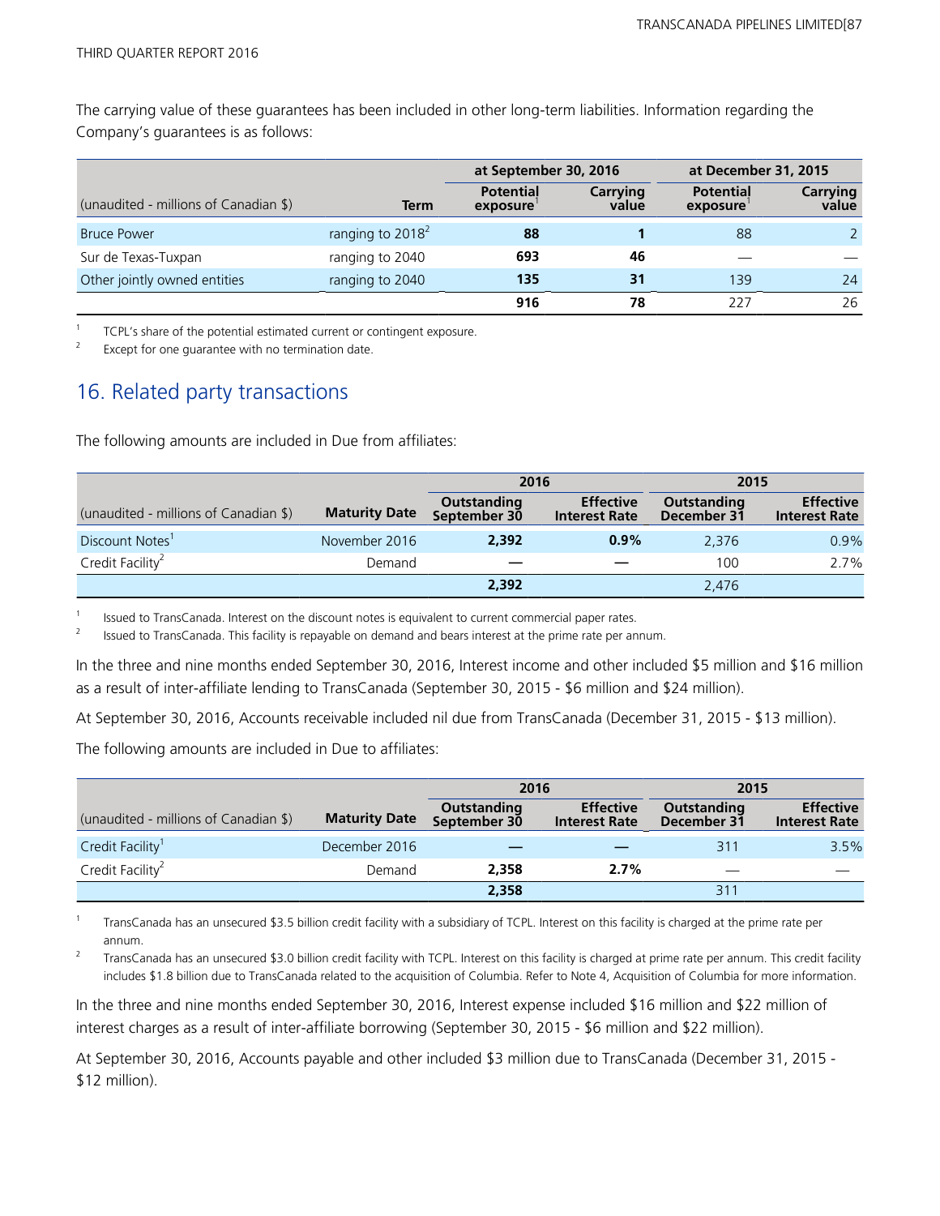The carrying value of these guarantees has been included in other long-term liabilities. Information regarding the Company's guarantees is as follows:

| | | at September 30, 2016 | | at December 31, 2015 | |
|---|---|---|---|---|---|
| (unaudited - millions of Canadian $) | Term | Potential exposure[1] | Carrying value | Potential exposure[1] | Carrying value |
| Bruce Power | ranging to 2018[2] | **88** | **1** | 88 | 2 |
| Sur de Texas-Tuxpan | ranging to 2040 | **693** | **46** | — | — |
| Other jointly owned entities | ranging to 2040 | **135** | **31** | 139 | 24 |
| | | **916** | **78** | 227 | 26 |

1 TCPL's share of the potential estimated current or contingent exposure.

2 Except for one guarantee with no termination date.

## 16. Related party transactions

The following amounts are included in Due from affiliates:

| | | 2016 | | 2015 | |
|---|---|---|---|---|---|
| (unaudited - millions of Canadian $) | Maturity Date | Outstanding September 30 | Effective Interest Rate | Outstanding December 31 | Effective Interest Rate |
| Discount Notes[1] | November 2016 | **2,392** | **0.9%** | 2,376 | 0.9% |
| Credit Facility[2] | Demand | **—** | **—** | 100 | 2.7% |
| | | **2,392** | | 2,476 | |

1 Issued to TransCanada. Interest on the discount notes is equivalent to current commercial paper rates.

2 Issued to TransCanada. This facility is repayable on demand and bears interest at the prime rate per annum.

In the three and nine months ended September 30, 2016, Interest income and other included $5 million and $16 million as a result of inter-affiliate lending to TransCanada (September 30, 2015 - $6 million and $24 million).

At September 30, 2016, Accounts receivable included nil due from TransCanada (December 31, 2015 - $13 million).

The following amounts are included in Due to affiliates:

| | | 2016 | | 2015 | |
|---|---|---|---|---|---|
| (unaudited - millions of Canadian $) | Maturity Date | Outstanding September 30 | Effective Interest Rate | Outstanding December 31 | Effective Interest Rate |
| Credit Facility[1] | December 2016 | **—** | **—** | 311 | 3.5% |
| Credit Facility[2] | Demand | **2,358** | **2.7%** | — | — |
| | | **2,358** | | 311 | |

1 TransCanada has an unsecured $3.5 billion credit facility with a subsidiary of TCPL. Interest on this facility is charged at the prime rate per annum.

2 TransCanada has an unsecured $3.0 billion credit facility with TCPL. Interest on this facility is charged at prime rate per annum. This credit facility includes $1.8 billion due to TransCanada related to the acquisition of Columbia. Refer to Note 4, Acquisition of Columbia for more information.

In the three and nine months ended September 30, 2016, Interest expense included $16 million and $22 million of interest charges as a result of inter-affiliate borrowing (September 30, 2015 - $6 million and $22 million).

At September 30, 2016, Accounts payable and other included $3 million due to TransCanada (December 31, 2015 - $12 million).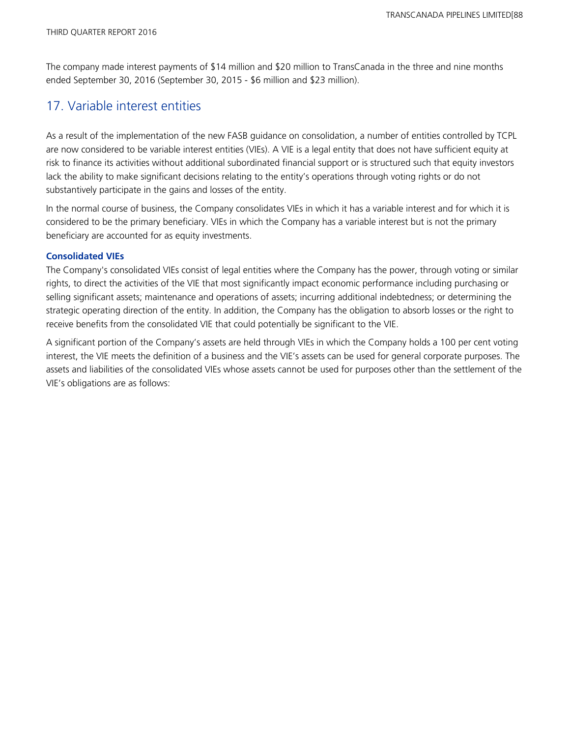The company made interest payments of $14 million and $20 million to TransCanada in the three and nine months ended September 30, 2016 (September 30, 2015 - $6 million and $23 million).

## 17. Variable interest entities

As a result of the implementation of the new FASB guidance on consolidation, a number of entities controlled by TCPL are now considered to be variable interest entities (VIEs). A VIE is a legal entity that does not have sufficient equity at risk to finance its activities without additional subordinated financial support or is structured such that equity investors lack the ability to make significant decisions relating to the entity's operations through voting rights or do not substantively participate in the gains and losses of the entity.

In the normal course of business, the Company consolidates VIEs in which it has a variable interest and for which it is considered to be the primary beneficiary. VIEs in which the Company has a variable interest but is not the primary beneficiary are accounted for as equity investments.

### Consolidated VIEs

The Company's consolidated VIEs consist of legal entities where the Company has the power, through voting or similar rights, to direct the activities of the VIE that most significantly impact economic performance including purchasing or selling significant assets; maintenance and operations of assets; incurring additional indebtedness; or determining the strategic operating direction of the entity. In addition, the Company has the obligation to absorb losses or the right to receive benefits from the consolidated VIE that could potentially be significant to the VIE.

A significant portion of the Company's assets are held through VIEs in which the Company holds a 100 per cent voting interest, the VIE meets the definition of a business and the VIE's assets can be used for general corporate purposes. The assets and liabilities of the consolidated VIEs whose assets cannot be used for purposes other than the settlement of the VIE's obligations are as follows: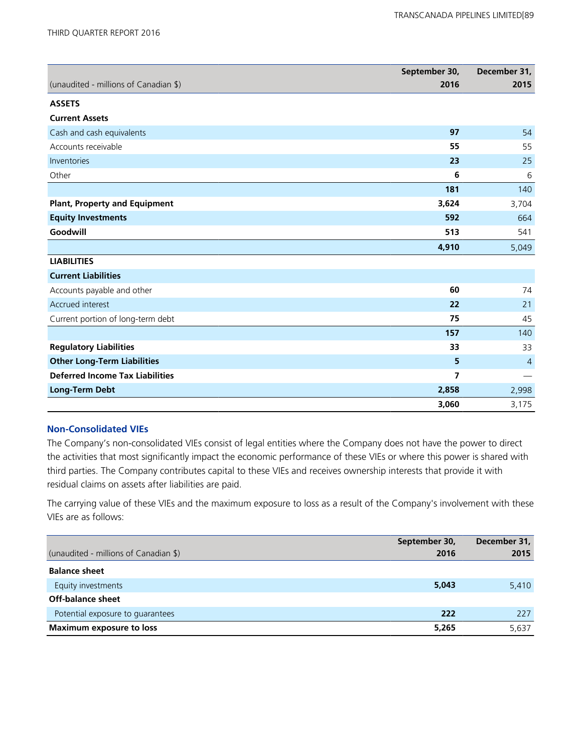| (unaudited - millions of Canadian $) | September 30, 2016 | December 31, 2015 |
|---|---|---|
| **ASSETS** | | |
| **Current Assets** | | |
| Cash and cash equivalents | **97** | 54 |
| Accounts receivable | **55** | 55 |
| Inventories | **23** | 25 |
| Other | **6** | 6 |
| | **181** | 140 |
| **Plant, Property and Equipment** | **3,624** | 3,704 |
| **Equity Investments** | **592** | 664 |
| **Goodwill** | **513** | 541 |
| | **4,910** | 5,049 |
| **LIABILITIES** | | |
| **Current Liabilities** | | |
| Accounts payable and other | **60** | 74 |
| Accrued interest | **22** | 21 |
| Current portion of long-term debt | **75** | 45 |
| | **157** | 140 |
| **Regulatory Liabilities** | **33** | 33 |
| **Other Long-Term Liabilities** | **5** | 4 |
| **Deferred Income Tax Liabilities** | **7** | — |
| **Long-Term Debt** | **2,858** | 2,998 |
| | **3,060** | 3,175 |

### Non-Consolidated VIEs

The Company's non-consolidated VIEs consist of legal entities where the Company does not have the power to direct the activities that most significantly impact the economic performance of these VIEs or where this power is shared with third parties. The Company contributes capital to these VIEs and receives ownership interests that provide it with residual claims on assets after liabilities are paid.

The carrying value of these VIEs and the maximum exposure to loss as a result of the Company's involvement with these VIEs are as follows:

| (unaudited - millions of Canadian $) | September 30, 2016 | December 31, 2015 |
|---|---|---|
| **Balance sheet** | | |
| Equity investments | **5,043** | 5,410 |
| **Off-balance sheet** | | |
| Potential exposure to guarantees | **222** | 227 |
| **Maximum exposure to loss** | **5,265** | 5,637 |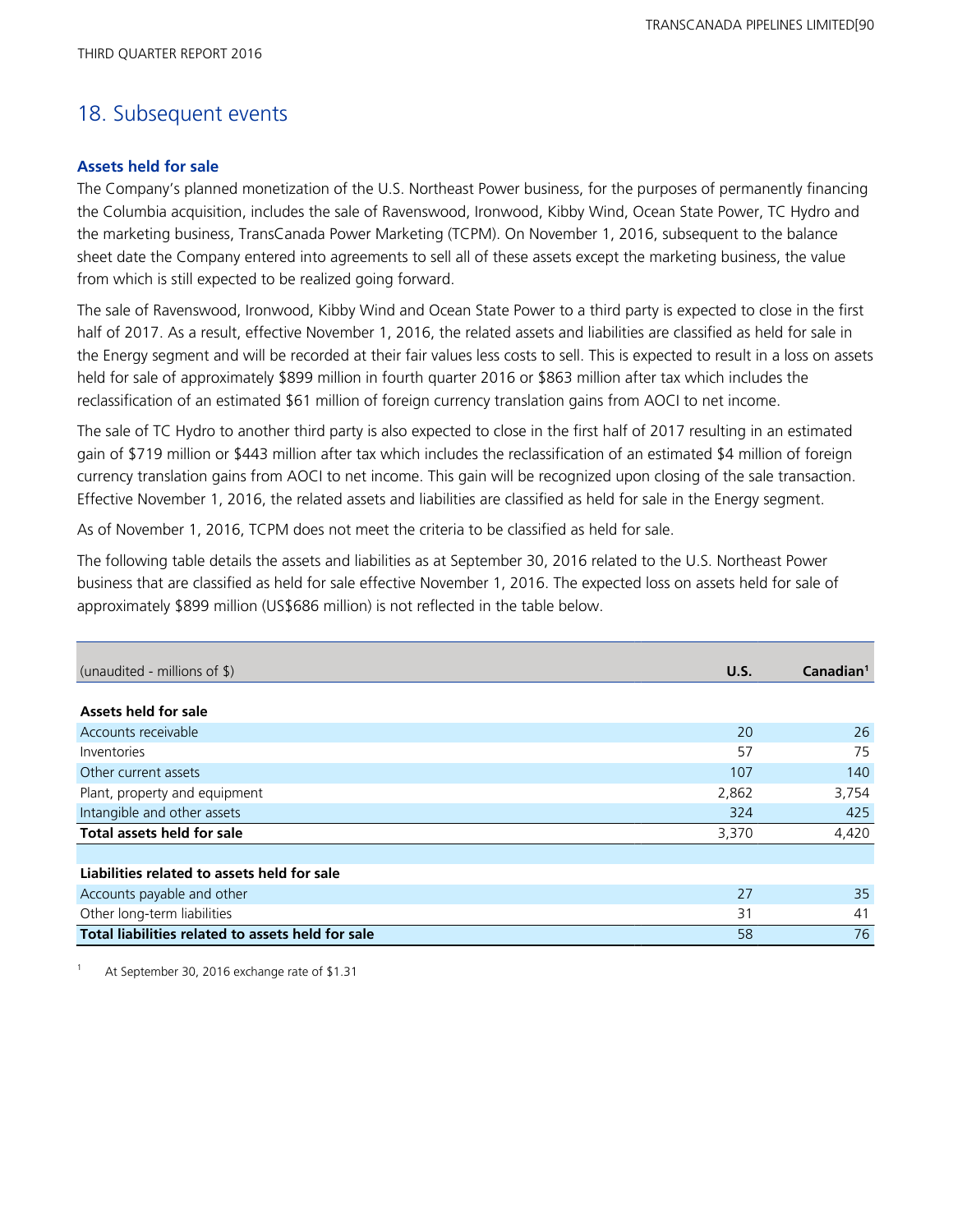## 18. Subsequent events

### Assets held for sale

The Company's planned monetization of the U.S. Northeast Power business, for the purposes of permanently financing the Columbia acquisition, includes the sale of Ravenswood, Ironwood, Kibby Wind, Ocean State Power, TC Hydro and the marketing business, TransCanada Power Marketing (TCPM). On November 1, 2016, subsequent to the balance sheet date the Company entered into agreements to sell all of these assets except the marketing business, the value from which is still expected to be realized going forward.

The sale of Ravenswood, Ironwood, Kibby Wind and Ocean State Power to a third party is expected to close in the first half of 2017. As a result, effective November 1, 2016, the related assets and liabilities are classified as held for sale in the Energy segment and will be recorded at their fair values less costs to sell. This is expected to result in a loss on assets held for sale of approximately $899 million in fourth quarter 2016 or $863 million after tax which includes the reclassification of an estimated $61 million of foreign currency translation gains from AOCI to net income.

The sale of TC Hydro to another third party is also expected to close in the first half of 2017 resulting in an estimated gain of $719 million or $443 million after tax which includes the reclassification of an estimated $4 million of foreign currency translation gains from AOCI to net income. This gain will be recognized upon closing of the sale transaction. Effective November 1, 2016, the related assets and liabilities are classified as held for sale in the Energy segment.

As of November 1, 2016, TCPM does not meet the criteria to be classified as held for sale.

The following table details the assets and liabilities as at September 30, 2016 related to the U.S. Northeast Power business that are classified as held for sale effective November 1, 2016. The expected loss on assets held for sale of approximately $899 million (US$686 million) is not reflected in the table below.

| (unaudited - millions of $) | U.S. | Canadian[1] |
|---|---|---|
| **Assets held for sale** | | |
| Accounts receivable | 20 | 26 |
| Inventories | 57 | 75 |
| Other current assets | 107 | 140 |
| Plant, property and equipment | 2,862 | 3,754 |
| Intangible and other assets | 324 | 425 |
| **Total assets held for sale** | 3,370 | 4,420 |
| | | |
| **Liabilities related to assets held for sale** | | |
| Accounts payable and other | 27 | 35 |
| Other long-term liabilities | 31 | 41 |
| **Total liabilities related to assets held for sale** | 58 | 76 |

[1] At September 30, 2016 exchange rate of $1.31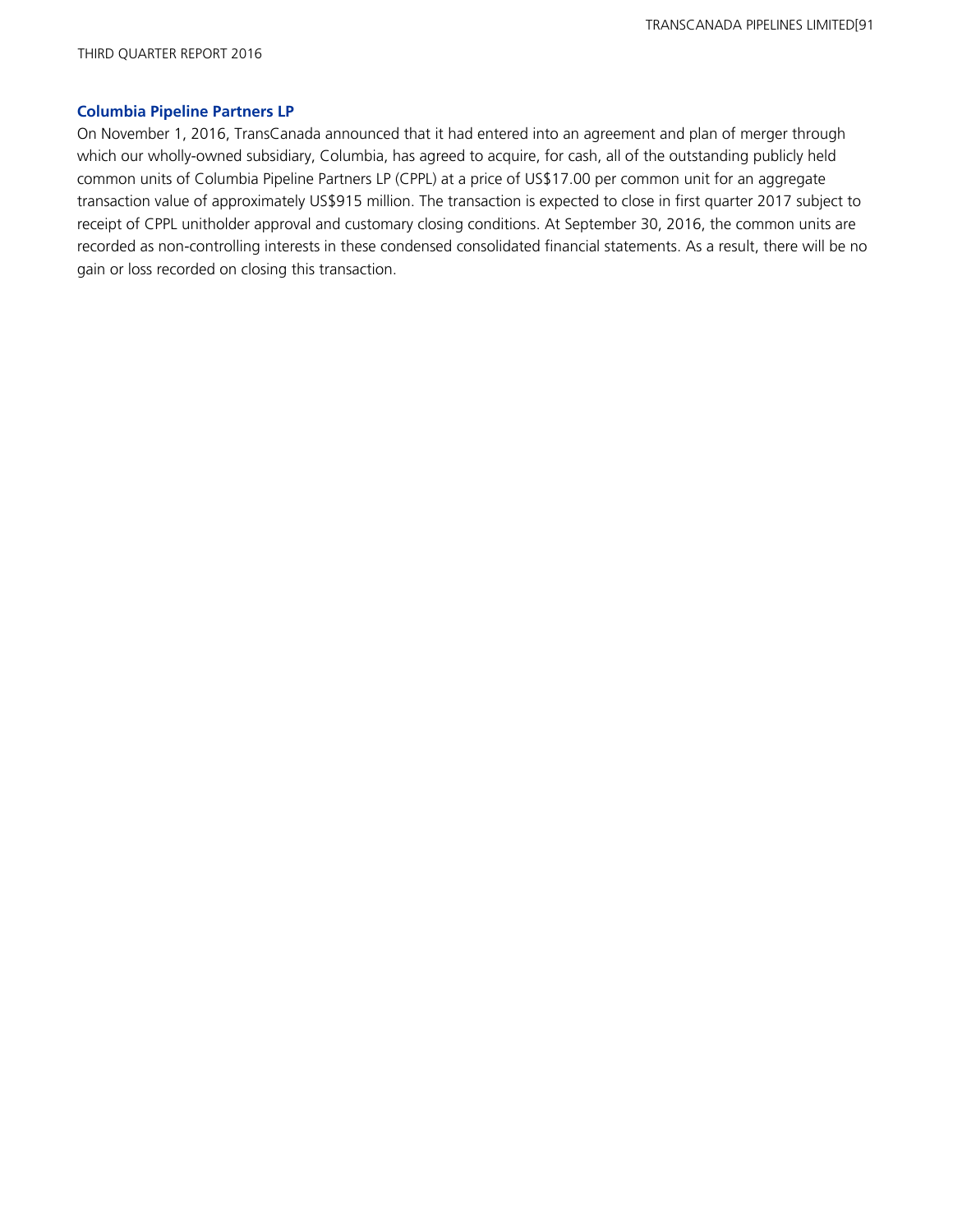### Columbia Pipeline Partners LP

On November 1, 2016, TransCanada announced that it had entered into an agreement and plan of merger through which our wholly-owned subsidiary, Columbia, has agreed to acquire, for cash, all of the outstanding publicly held common units of Columbia Pipeline Partners LP (CPPL) at a price of US$17.00 per common unit for an aggregate transaction value of approximately US$915 million. The transaction is expected to close in first quarter 2017 subject to receipt of CPPL unitholder approval and customary closing conditions. At September 30, 2016, the common units are recorded as non-controlling interests in these condensed consolidated financial statements. As a result, there will be no gain or loss recorded on closing this transaction.